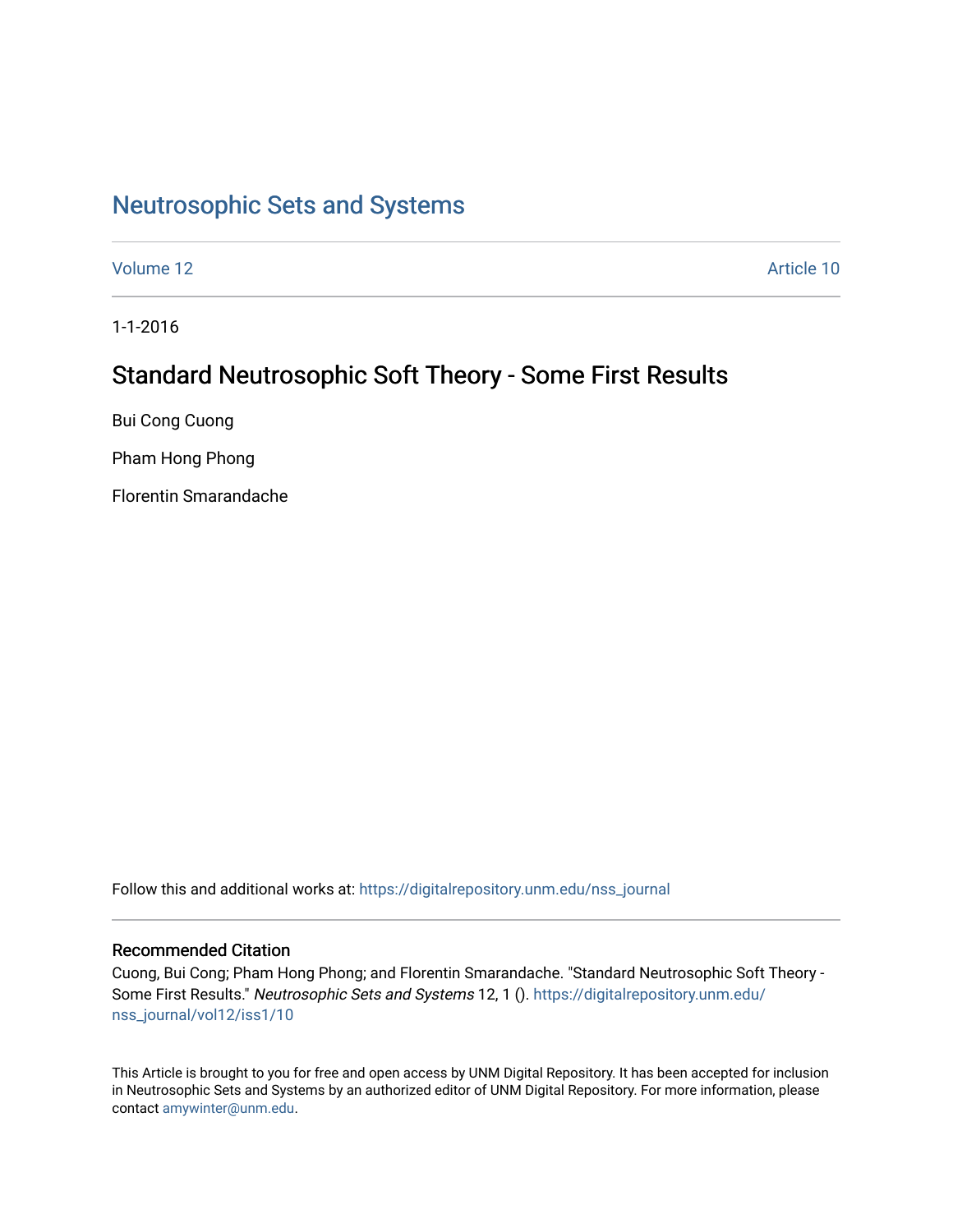# Neutrosophic Sets and Systems

Volume 12 | Article 10

1-1-2016

## Standard Neutrosophic Soft Theory - Some First Results

Bui Cong Cuong

Pham Hong Phong

Florentin Smarandache

Follow this and additional works at: https://digitalrepository.unm.edu/nss_journal

### Recommended Citation

Cuong, Bui Cong; Pham Hong Phong; and Florentin Smarandache. "Standard Neutrosophic Soft Theory - Some First Results." *Neutrosophic Sets and Systems* 12, 1 (). https://digitalrepository.unm.edu/nss_journal/vol12/iss1/10

This Article is brought to you for free and open access by UNM Digital Repository. It has been accepted for inclusion in Neutrosophic Sets and Systems by an authorized editor of UNM Digital Repository. For more information, please contact amywinter@unm.edu.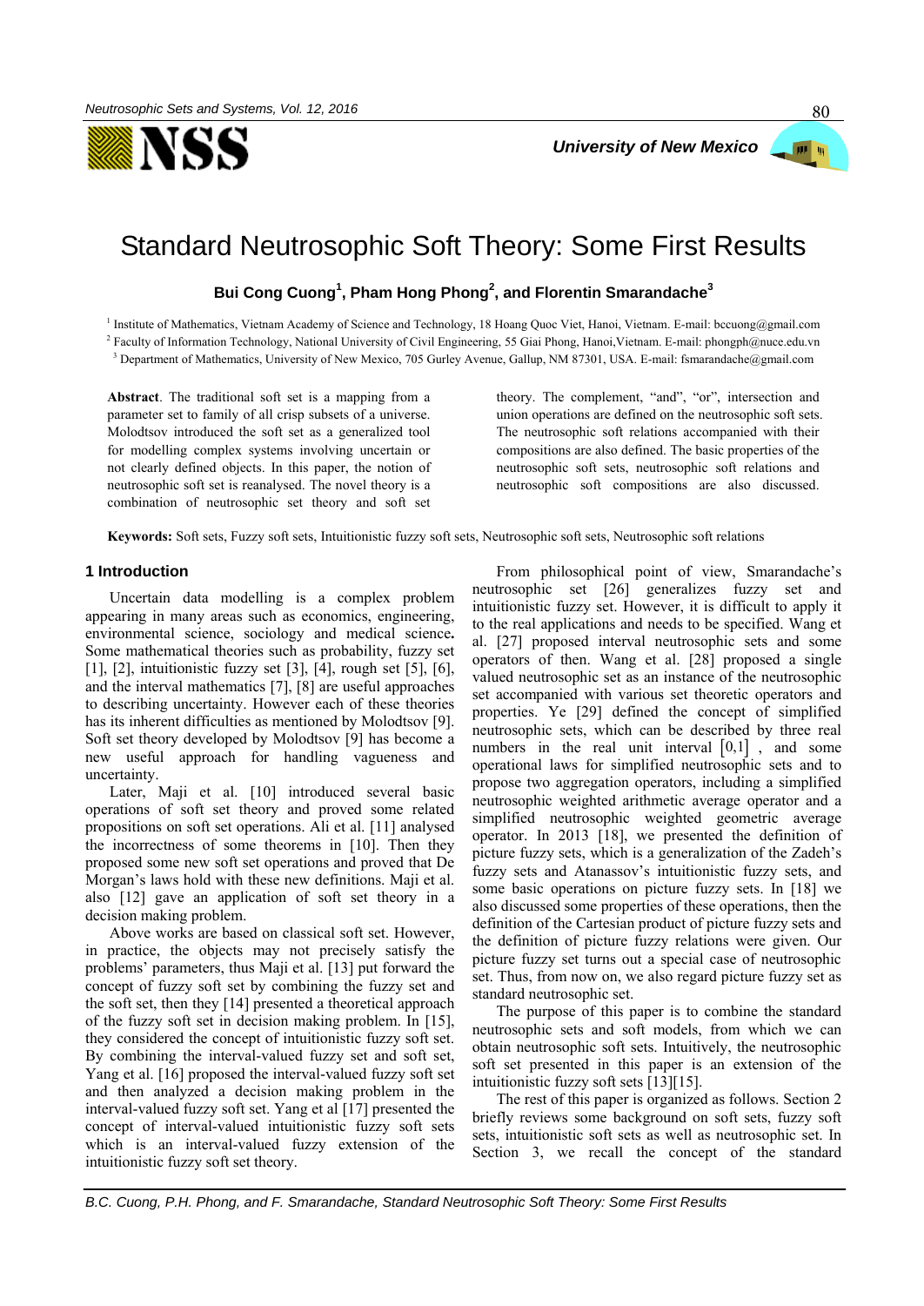# Standard Neutrosophic Soft Theory: Some First Results

**Bui Cong Cuong[1], Pham Hong Phong[2], and Florentin Smarandache[3]**

[1] Institute of Mathematics, Vietnam Academy of Science and Technology, 18 Hoang Quoc Viet, Hanoi, Vietnam. E-mail: bccuong@gmail.com
[2] Faculty of Information Technology, National University of Civil Engineering, 55 Giai Phong, Hanoi,Vietnam. E-mail: phongph@nuce.edu.vn
[3] Department of Mathematics, University of New Mexico, 705 Gurley Avenue, Gallup, NM 87301, USA. E-mail: fsmarandache@gmail.com

**Abstract**. The traditional soft set is a mapping from a parameter set to family of all crisp subsets of a universe. Molodtsov introduced the soft set as a generalized tool for modelling complex systems involving uncertain or not clearly defined objects. In this paper, the notion of neutrosophic soft set is reanalysed. The novel theory is a combination of neutrosophic set theory and soft set theory. The complement, "and", "or", intersection and union operations are defined on the neutrosophic soft sets. The neutrosophic soft relations accompanied with their compositions are also defined. The basic properties of the neutrosophic soft sets, neutrosophic soft relations and neutrosophic soft compositions are also discussed.

**Keywords:** Soft sets, Fuzzy soft sets, Intuitionistic fuzzy soft sets, Neutrosophic soft sets, Neutrosophic soft relations

## 1 Introduction

Uncertain data modelling is a complex problem appearing in many areas such as economics, engineering, environmental science, sociology and medical science**.** Some mathematical theories such as probability, fuzzy set [1], [2], intuitionistic fuzzy set [3], [4], rough set [5], [6], and the interval mathematics [7], [8] are useful approaches to describing uncertainty. However each of these theories has its inherent difficulties as mentioned by Molodtsov [9]. Soft set theory developed by Molodtsov [9] has become a new useful approach for handling vagueness and uncertainty.

Later, Maji et al. [10] introduced several basic operations of soft set theory and proved some related propositions on soft set operations. Ali et al. [11] analysed the incorrectness of some theorems in [10]. Then they proposed some new soft set operations and proved that De Morgan's laws hold with these new definitions. Maji et al. also [12] gave an application of soft set theory in a decision making problem.

Above works are based on classical soft set. However, in practice, the objects may not precisely satisfy the problems' parameters, thus Maji et al. [13] put forward the concept of fuzzy soft set by combining the fuzzy set and the soft set, then they [14] presented a theoretical approach of the fuzzy soft set in decision making problem. In [15], they considered the concept of intuitionistic fuzzy soft set. By combining the interval-valued fuzzy set and soft set, Yang et al. [16] proposed the interval-valued fuzzy soft set and then analyzed a decision making problem in the interval-valued fuzzy soft set. Yang et al [17] presented the concept of interval-valued intuitionistic fuzzy soft sets which is an interval-valued fuzzy extension of the intuitionistic fuzzy soft set theory.

From philosophical point of view, Smarandache's neutrosophic set [26] generalizes fuzzy set and intuitionistic fuzzy set. However, it is difficult to apply it to the real applications and needs to be specified. Wang et al. [27] proposed interval neutrosophic sets and some operators of then. Wang et al. [28] proposed a single valued neutrosophic set as an instance of the neutrosophic set accompanied with various set theoretic operators and properties. Ye [29] defined the concept of simplified neutrosophic sets, which can be described by three real numbers in the real unit interval $[0,1]$, and some operational laws for simplified neutrosophic sets and to propose two aggregation operators, including a simplified neutrosophic weighted arithmetic average operator and a simplified neutrosophic weighted geometric average operator. In 2013 [18], we presented the definition of picture fuzzy sets, which is a generalization of the Zadeh's fuzzy sets and Atanassov's intuitionistic fuzzy sets, and some basic operations on picture fuzzy sets. In [18] we also discussed some properties of these operations, then the definition of the Cartesian product of picture fuzzy sets and the definition of picture fuzzy relations were given. Our picture fuzzy set turns out a special case of neutrosophic set. Thus, from now on, we also regard picture fuzzy set as standard neutrosophic set.

The purpose of this paper is to combine the standard neutrosophic sets and soft models, from which we can obtain neutrosophic soft sets. Intuitively, the neutrosophic soft set presented in this paper is an extension of the intuitionistic fuzzy soft sets [13][15].

The rest of this paper is organized as follows. Section 2 briefly reviews some background on soft sets, fuzzy soft sets, intuitionistic soft sets as well as neutrosophic set. In Section 3, we recall the concept of the standard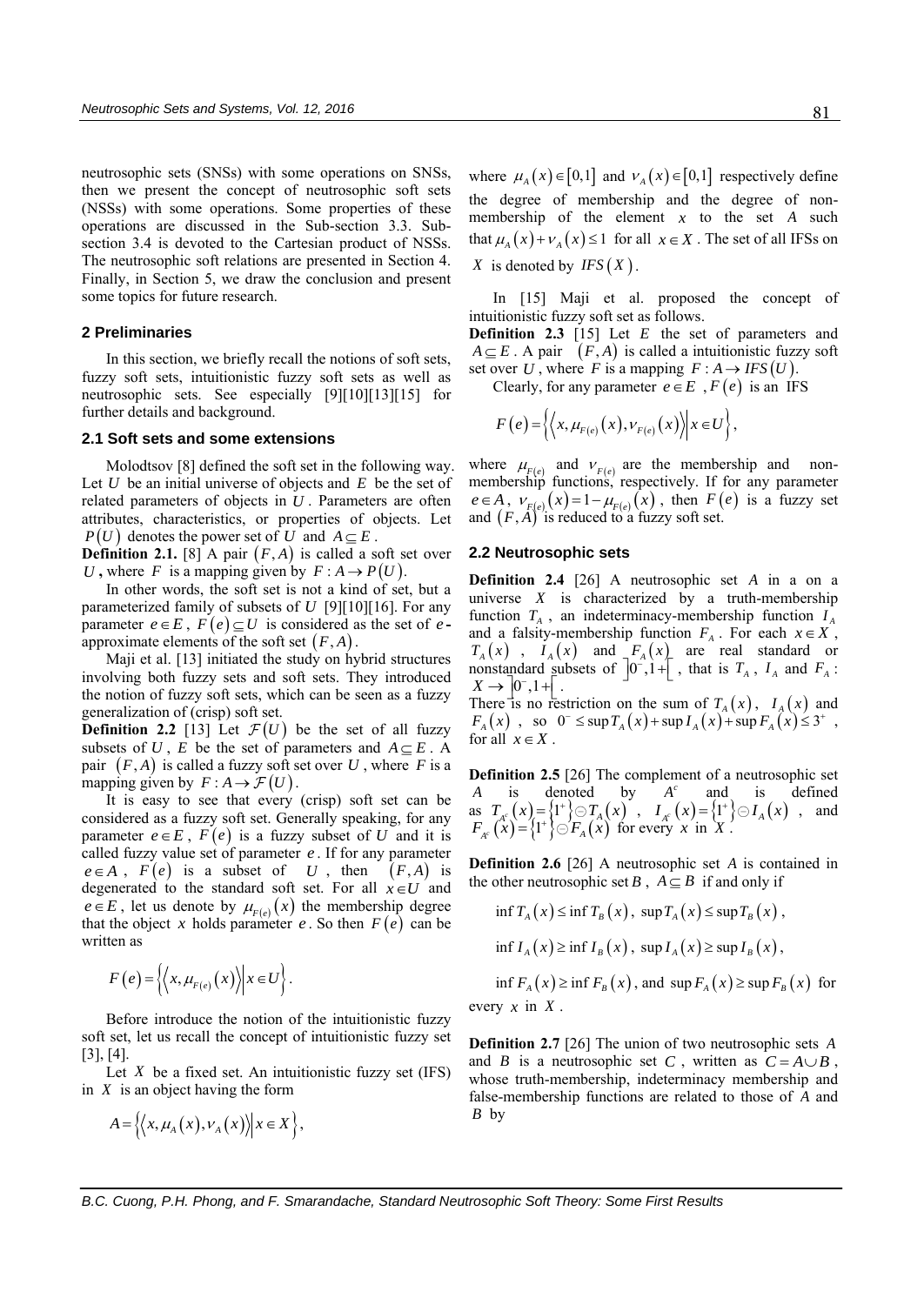neutrosophic sets (SNSs) with some operations on SNSs, then we present the concept of neutrosophic soft sets (NSSs) with some operations. Some properties of these operations are discussed in the Sub-section 3.3. Sub-section 3.4 is devoted to the Cartesian product of NSSs. The neutrosophic soft relations are presented in Section 4. Finally, in Section 5, we draw the conclusion and present some topics for future research.

## 2 Preliminaries

In this section, we briefly recall the notions of soft sets, fuzzy soft sets, intuitionistic fuzzy soft sets as well as neutrosophic sets. See especially [9][10][13][15] for further details and background.

### 2.1 Soft sets and some extensions

Molodtsov [8] defined the soft set in the following way. Let $U$ be an initial universe of objects and $E$ be the set of related parameters of objects in $U$. Parameters are often attributes, characteristics, or properties of objects. Let $P(U)$ denotes the power set of $U$ and $A \subseteq E$.

**Definition 2.1.** [8] A pair $(F, A)$ is called a soft set over $U$, where $F$ is a mapping given by $F : A \to P(U)$.

In other words, the soft set is not a kind of set, but a parameterized family of subsets of $U$ [9][10][16]. For any parameter $e \in E$, $F(e) \subseteq U$ is considered as the set of $e$-approximate elements of the soft set $(F, A)$.

Maji et al. [13] initiated the study on hybrid structures involving both fuzzy sets and soft sets. They introduced the notion of fuzzy soft sets, which can be seen as a fuzzy generalization of (crisp) soft set.

**Definition 2.2** [13] Let $\mathcal{F}(U)$ be the set of all fuzzy subsets of $U$, $E$ be the set of parameters and $A \subseteq E$. A pair $(F, A)$ is called a fuzzy soft set over $U$, where $F$ is a mapping given by $F : A \to \mathcal{F}(U)$.

It is easy to see that every (crisp) soft set can be considered as a fuzzy soft set. Generally speaking, for any parameter $e \in E$, $F(e)$ is a fuzzy subset of $U$ and it is called fuzzy value set of parameter $e$. If for any parameter $e \in A$, $F(e)$ is a subset of $U$, then $(F, A)$ is degenerated to the standard soft set. For all $x \in U$ and $e \in E$, let us denote by $\mu_{F(e)}(x)$ the membership degree that the object $x$ holds parameter $e$. So then $F(e)$ can be written as

$$F(e) = \left\{ \left\langle x, \mu_{F(e)}(x) \right\rangle \middle| x \in U \right\}.$$

Before introduce the notion of the intuitionistic fuzzy soft set, let us recall the concept of intuitionistic fuzzy set [3], [4].

Let $X$ be a fixed set. An intuitionistic fuzzy set (IFS) in $X$ is an object having the form

$$A = \left\{ \left\langle x, \mu_A(x), \nu_A(x) \right\rangle \middle| x \in X \right\},$$

where $\mu_A(x) \in [0,1]$ and $\nu_A(x) \in [0,1]$ respectively define the degree of membership and the degree of non-membership of the element $x$ to the set $A$ such that $\mu_A(x) + \nu_A(x) \le 1$ for all $x \in X$. The set of all IFSs on $X$ is denoted by $IFS(X)$.

In [15] Maji et al. proposed the concept of intuitionistic fuzzy soft set as follows.

**Definition 2.3** [15] Let $E$ the set of parameters and $A \subseteq E$. A pair $(F, A)$ is called a intuitionistic fuzzy soft set over $U$, where $F$ is a mapping $F : A \to IFS(U)$.

Clearly, for any parameter $e \in E$, $F(e)$ is an IFS

$$F(e) = \left\{ \left\langle x, \mu_{F(e)}(x), \nu_{F(e)}(x) \right\rangle \middle| x \in U \right\},$$

where $\mu_{F(e)}$ and $\nu_{F(e)}$ are the membership and non-membership functions, respectively. If for any parameter $e \in A$, $\nu_{F(e)}(x) = 1 - \mu_{F(e)}(x)$, then $F(e)$ is a fuzzy set and $(F, A)$ is reduced to a fuzzy soft set.

### 2.2 Neutrosophic sets

**Definition 2.4** [26] A neutrosophic set $A$ in a on a universe $X$ is characterized by a truth-membership function $T_A$, an indeterminacy-membership function $I_A$ and a falsity-membership function $F_A$. For each $x \in X$, $T_A(x)$, $I_A(x)$ and $F_A(x)$ are real standard or nonstandard subsets of $\left]0^-, 1^+\right[$, that is $T_A$, $I_A$ and $F_A$: $X \to \left]0^-, 1^+\right[$.

There is no restriction on the sum of $T_A(x)$, $I_A(x)$ and $F_A(x)$, so $0^- \le \sup T_A(x) + \sup I_A(x) + \sup F_A(x) \le 3^+$, for all $x \in X$.

**Definition 2.5** [26] The complement of a neutrosophic set $A$ is denoted by $A^c$ and is defined as $T_{A^c}(x) = \{1^+\} \ominus T_A(x)$, $I_{A^c}(x) = \{1^+\} \ominus I_A(x)$, and $F_{A^c}(x) = \{1^+\} \ominus F_A(x)$ for every $x$ in $X$.

**Definition 2.6** [26] A neutrosophic set $A$ is contained in the other neutrosophic set $B$, $A \subseteq B$ if and only if

$$\inf T_A(x) \le \inf T_B(x),\ \sup T_A(x) \le \sup T_B(x),$$

$$\inf I_A(x) \ge \inf I_B(x),\ \sup I_A(x) \ge \sup I_B(x),$$

$\inf F_A(x) \ge \inf F_B(x)$, and $\sup F_A(x) \ge \sup F_B(x)$ for every $x$ in $X$.

**Definition 2.7** [26] The union of two neutrosophic sets $A$ and $B$ is a neutrosophic set $C$, written as $C = A \cup B$, whose truth-membership, indeterminacy membership and false-membership functions are related to those of $A$ and $B$ by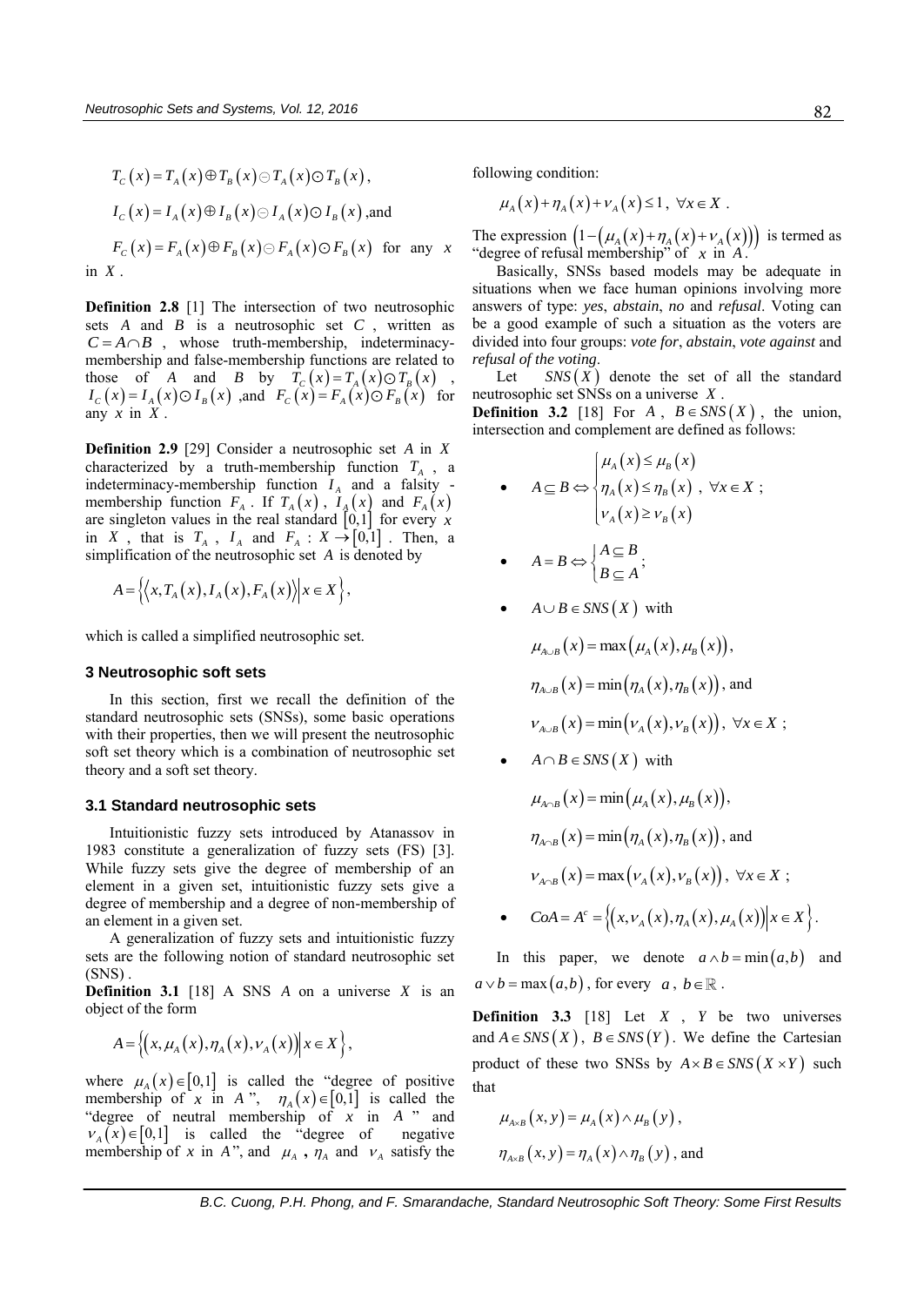$$T_C(x) = T_A(x) \oplus T_B(x) \ominus T_A(x) \odot T_B(x),$$

$$I_C(x) = I_A(x) \oplus I_B(x) \ominus I_A(x) \odot I_B(x), \text{and}$$

$$F_C(x) = F_A(x) \oplus F_B(x) \ominus F_A(x) \odot F_B(x) \text{ for any } x$$

in $X$.

**Definition 2.8** [1] The intersection of two neutrosophic sets $A$ and $B$ is a neutrosophic set $C$, written as $C = A \cap B$, whose truth-membership, indeterminacy-membership and false-membership functions are related to those of $A$ and $B$ by $T_C(x) = T_A(x) \odot T_B(x)$, $I_C(x) = I_A(x) \odot I_B(x)$, and $F_C(x) = F_A(x) \odot F_B(x)$ for any $x$ in $X$.

**Definition 2.9** [29] Consider a neutrosophic set $A$ in $X$ characterized by a truth-membership function $T_A$, a indeterminacy-membership function $I_A$ and a falsity-membership function $F_A$. If $T_A(x)$, $I_A(x)$ and $F_A(x)$ are singleton values in the real standard $[0,1]$ for every $x$ in $X$, that is $T_A$, $I_A$ and $F_A : X \to [0,1]$. Then, a simplification of the neutrosophic set $A$ is denoted by

$$A = \{\langle x, T_A(x), I_A(x), F_A(x) \rangle | x \in X\},$$

which is called a simplified neutrosophic set.

## 3 Neutrosophic soft sets

In this section, first we recall the definition of the standard neutrosophic sets (SNSs), some basic operations with their properties, then we will present the neutrosophic soft set theory which is a combination of neutrosophic set theory and a soft set theory.

### 3.1 Standard neutrosophic sets

Intuitionistic fuzzy sets introduced by Atanassov in 1983 constitute a generalization of fuzzy sets (FS) [3]. While fuzzy sets give the degree of membership of an element in a given set, intuitionistic fuzzy sets give a degree of membership and a degree of non-membership of an element in a given set.

A generalization of fuzzy sets and intuitionistic fuzzy sets are the following notion of standard neutrosophic set (SNS).

**Definition 3.1** [18] A SNS $A$ on a universe $X$ is an object of the form

$$A = \{(x, \mu_A(x), \eta_A(x), \nu_A(x)) | x \in X\},$$

where $\mu_A(x) \in [0,1]$ is called the "degree of positive membership of $x$ in $A$", $\eta_A(x) \in [0,1]$ is called the "degree of neutral membership of $x$ in $A$" and $\nu_A(x) \in [0,1]$ is called the "degree of negative membership of $x$ in $A$", and $\mu_A$, $\eta_A$ and $\nu_A$ satisfy the following condition:

$$\mu_A(x) + \eta_A(x) + \nu_A(x) \le 1, \ \forall x \in X.$$

The expression $(1 - (\mu_A(x) + \eta_A(x) + \nu_A(x)))$ is termed as "degree of refusal membership" of $x$ in $A$.

Basically, SNSs based models may be adequate in situations when we face human opinions involving more answers of type: *yes*, *abstain*, *no* and *refusal*. Voting can be a good example of such a situation as the voters are divided into four groups: *vote for*, *abstain*, *vote against* and *refusal of the voting*.

Let $SNS(X)$ denote the set of all the standard neutrosophic set SNSs on a universe $X$.

**Definition 3.2** [18] For $A$, $B \in SNS(X)$, the union, intersection and complement are defined as follows:

- $A \subseteq B \Leftrightarrow \begin{cases} \mu_A(x) \le \mu_B(x) \\ \eta_A(x) \le \eta_B(x) \\ \nu_A(x) \ge \nu_B(x) \end{cases}, \ \forall x \in X$;

- $A = B \Leftrightarrow \begin{cases} A \subseteq B \\ B \subseteq A \end{cases}$;

- $A \cup B \in SNS(X)$ with

  $\mu_{A \cup B}(x) = \max(\mu_A(x), \mu_B(x))$,

  $\eta_{A \cup B}(x) = \min(\eta_A(x), \eta_B(x))$, and

  $\nu_{A \cup B}(x) = \min(\nu_A(x), \nu_B(x))$, $\forall x \in X$;

- $A \cap B \in SNS(X)$ with

  $\mu_{A \cap B}(x) = \min(\mu_A(x), \mu_B(x))$,

  $\eta_{A \cap B}(x) = \min(\eta_A(x), \eta_B(x))$, and

  $\nu_{A \cap B}(x) = \max(\nu_A(x), \nu_B(x))$, $\forall x \in X$;

- $CoA = A^c = \{(x, \nu_A(x), \eta_A(x), \mu_A(x)) | x \in X\}$.

In this paper, we denote $a \wedge b = \min(a,b)$ and $a \vee b = \max(a,b)$, for every $a$, $b \in \mathbb{R}$.

**Definition 3.3** [18] Let $X$, $Y$ be two universes and $A \in SNS(X)$, $B \in SNS(Y)$. We define the Cartesian product of these two SNSs by $A \times B \in SNS(X \times Y)$ such that

$$\mu_{A \times B}(x, y) = \mu_A(x) \wedge \mu_B(y),$$

$$\eta_{A \times B}(x, y) = \eta_A(x) \wedge \eta_B(y), \text{ and}$$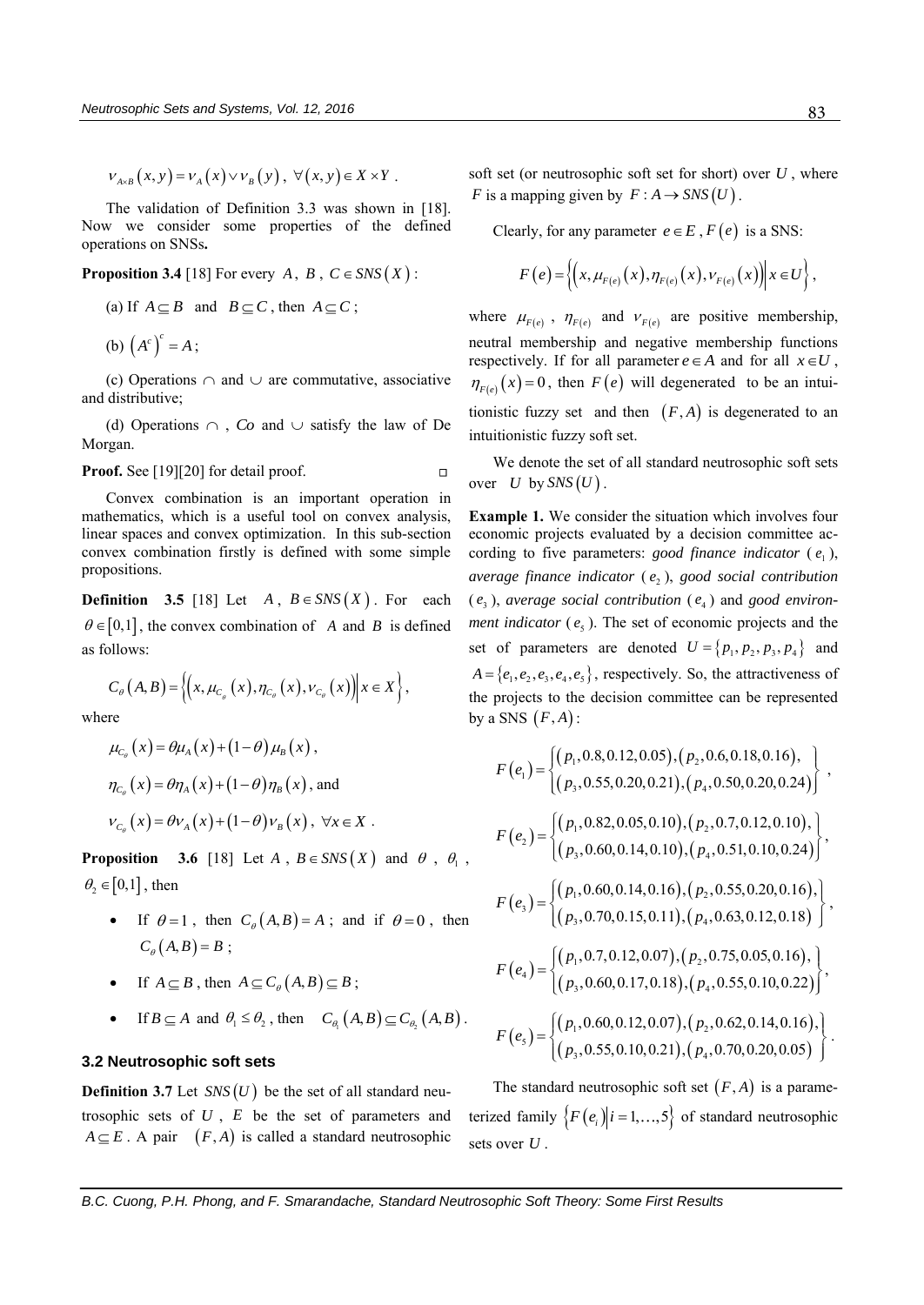$$\nu_{A\times B}(x,y)=\nu_A(x)\vee\nu_B(y),\ \forall(x,y)\in X\times Y.$$

The validation of Definition 3.3 was shown in [18]. Now we consider some properties of the defined operations on SNSs.

**Proposition 3.4** [18] For every $A$, $B$, $C\in SNS(X)$:

(a) If $A\subseteq B$ and $B\subseteq C$, then $A\subseteq C$;

(b) $\left(A^c\right)^c=A$;

(c) Operations $\cap$ and $\cup$ are commutative, associative and distributive;

(d) Operations $\cap$, *Co* and $\cup$ satisfy the law of De Morgan.

**Proof.** See [19][20] for detail proof. □

Convex combination is an important operation in mathematics, which is a useful tool on convex analysis, linear spaces and convex optimization. In this sub-section convex combination firstly is defined with some simple propositions.

**Definition 3.5** [18] Let $A$, $B\in SNS(X)$. For each $\theta\in[0,1]$, the convex combination of $A$ and $B$ is defined as follows:

$$C_\theta(A,B)=\left\{\left(x,\mu_{C_\theta}(x),\eta_{C_\theta}(x),\nu_{C_\theta}(x)\right)\middle| x\in X\right\},$$

where

$$\mu_{C_\theta}(x)=\theta\mu_A(x)+(1-\theta)\mu_B(x),$$

$$\eta_{C_\theta}(x)=\theta\eta_A(x)+(1-\theta)\eta_B(x), \text{ and}$$

$$\nu_{C_\theta}(x)=\theta\nu_A(x)+(1-\theta)\nu_B(x),\ \forall x\in X.$$

**Proposition 3.6** [18] Let $A$, $B\in SNS(X)$ and $\theta$, $\theta_1$, $\theta_2\in[0,1]$, then

- If $\theta=1$, then $C_\theta(A,B)=A$; and if $\theta=0$, then $C_\theta(A,B)=B$;
- If $A\subseteq B$, then $A\subseteq C_\theta(A,B)\subseteq B$;
- If $B\subseteq A$ and $\theta_1\le\theta_2$, then $C_{\theta_1}(A,B)\subseteq C_{\theta_2}(A,B)$.

### 3.2 Neutrosophic soft sets

**Definition 3.7** Let $SNS(U)$ be the set of all standard neutrosophic sets of $U$, $E$ be the set of parameters and $A\subseteq E$. A pair $(F,A)$ is called a standard neutrosophic soft set (or neutrosophic soft set for short) over $U$, where $F$ is a mapping given by $F:A\to SNS(U)$.

Clearly, for any parameter $e\in E$, $F(e)$ is a SNS:

$$F(e)=\left\{\left(x,\mu_{F(e)}(x),\eta_{F(e)}(x),\nu_{F(e)}(x)\right)\middle| x\in U\right\},$$

where $\mu_{F(e)}$, $\eta_{F(e)}$ and $\nu_{F(e)}$ are positive membership, neutral membership and negative membership functions respectively. If for all parameter $e\in A$ and for all $x\in U$, $\eta_{F(e)}(x)=0$, then $F(e)$ will degenerated to be an intuitionistic fuzzy set and then $(F,A)$ is degenerated to an intuitionistic fuzzy soft set.

We denote the set of all standard neutrosophic soft sets over $U$ by $SNS(U)$.

**Example 1.** We consider the situation which involves four economic projects evaluated by a decision committee according to five parameters: *good finance indicator* ($e_1$), *average finance indicator* ($e_2$), *good social contribution* ($e_3$), *average social contribution* ($e_4$) and *good environment indicator* ($e_5$). The set of economic projects and the set of parameters are denoted $U=\{p_1,p_2,p_3,p_4\}$ and $A=\{e_1,e_2,e_3,e_4,e_5\}$, respectively. So, the attractiveness of the projects to the decision committee can be represented by a SNS $(F,A)$:

$$F(e_1)=\left\{\begin{array}{l}(p_1,0.8,0.12,0.05),(p_2,0.6,0.18,0.16),\\(p_3,0.55,0.20,0.21),(p_4,0.50,0.20,0.24)\end{array}\right\},$$

$$F(e_2)=\left\{\begin{array}{l}(p_1,0.82,0.05,0.10),(p_2,0.7,0.12,0.10),\\(p_3,0.60,0.14,0.10),(p_4,0.51,0.10,0.24)\end{array}\right\},$$

$$F(e_3)=\left\{\begin{array}{l}(p_1,0.60,0.14,0.16),(p_2,0.55,0.20,0.16),\\(p_3,0.70,0.15,0.11),(p_4,0.63,0.12,0.18)\end{array}\right\},$$

$$F(e_4)=\left\{\begin{array}{l}(p_1,0.7,0.12,0.07),(p_2,0.75,0.05,0.16),\\(p_3,0.60,0.17,0.18),(p_4,0.55,0.10,0.22)\end{array}\right\},$$

$$F(e_5)=\left\{\begin{array}{l}(p_1,0.60,0.12,0.07),(p_2,0.62,0.14,0.16),\\(p_3,0.55,0.10,0.21),(p_4,0.70,0.20,0.05)\end{array}\right\}.$$

The standard neutrosophic soft set $(F,A)$ is a parameterized family $\left\{F(e_i)\middle| i=1,\ldots,5\right\}$ of standard neutrosophic sets over $U$.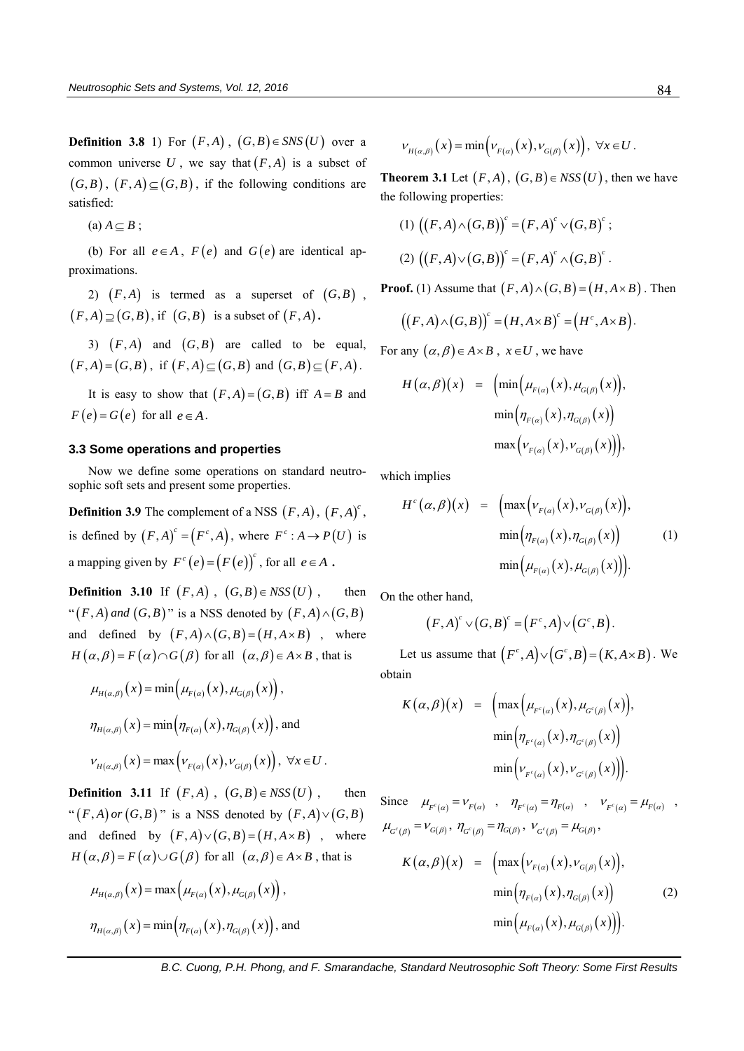**Definition 3.8** 1) For $(F,A)$, $(G,B) \in SNS(U)$ over a common universe $U$, we say that $(F,A)$ is a subset of $(G,B)$, $(F,A) \subseteq (G,B)$, if the following conditions are satisfied:

(a) $A \subseteq B$;

(b) For all $e \in A$, $F(e)$ and $G(e)$ are identical approximations.

2) $(F,A)$ is termed as a superset of $(G,B)$, $(F,A) \supseteq (G,B)$, if $(G,B)$ is a subset of $(F,A)$.

3) $(F,A)$ and $(G,B)$ are called to be equal, $(F,A) = (G,B)$, if $(F,A) \subseteq (G,B)$ and $(G,B) \subseteq (F,A)$.

It is easy to show that $(F,A) = (G,B)$ iff $A = B$ and $F(e) = G(e)$ for all $e \in A$.

### 3.3 Some operations and properties

Now we define some operations on standard neutrosophic soft sets and present some properties.

**Definition 3.9** The complement of a NSS $(F,A)$, $(F,A)^c$, is defined by $(F,A)^c = (F^c, A)$, where $F^c : A \to P(U)$ is a mapping given by $F^c(e) = (F(e))^c$, for all $e \in A$.

**Definition 3.10** If $(F,A)$, $(G,B) \in NSS(U)$, then "$(F,A)$ *and* $(G,B)$" is a NSS denoted by $(F,A) \wedge (G,B)$ and defined by $(F,A) \wedge (G,B) = (H, A \times B)$, where $H(\alpha,\beta) = F(\alpha) \cap G(\beta)$ for all $(\alpha,\beta) \in A \times B$, that is

$$\mu_{H(\alpha,\beta)}(x) = \min\left(\mu_{F(\alpha)}(x), \mu_{G(\beta)}(x)\right),$$

$$\eta_{H(\alpha,\beta)}(x) = \min\left(\eta_{F(\alpha)}(x), \eta_{G(\beta)}(x)\right), \text{ and}$$

$$\nu_{H(\alpha,\beta)}(x) = \max\left(\nu_{F(\alpha)}(x), \nu_{G(\beta)}(x)\right), \ \forall x \in U.$$

**Definition 3.11** If $(F,A)$, $(G,B) \in NSS(U)$, then "$(F,A)$ *or* $(G,B)$" is a NSS denoted by $(F,A) \vee (G,B)$ and defined by $(F,A) \vee (G,B) = (H, A \times B)$, where $H(\alpha,\beta) = F(\alpha) \cup G(\beta)$ for all $(\alpha,\beta) \in A \times B$, that is

$$\mu_{H(\alpha,\beta)}(x) = \max\left(\mu_{F(\alpha)}(x), \mu_{G(\beta)}(x)\right),$$

$$\eta_{H(\alpha,\beta)}(x) = \min\left(\eta_{F(\alpha)}(x), \eta_{G(\beta)}(x)\right), \text{ and}$$

$$\nu_{H(\alpha,\beta)}(x) = \min\left(\nu_{F(\alpha)}(x), \nu_{G(\beta)}(x)\right), \ \forall x \in U.$$

**Theorem 3.1** Let $(F,A)$, $(G,B) \in NSS(U)$, then we have the following properties:

(1) $\left((F,A) \wedge (G,B)\right)^c = (F,A)^c \vee (G,B)^c$;

(2) $\left((F,A) \vee (G,B)\right)^c = (F,A)^c \wedge (G,B)^c$.

**Proof.** (1) Assume that $(F,A) \wedge (G,B) = (H, A \times B)$. Then

$$\left((F,A) \wedge (G,B)\right)^c = (H, A \times B)^c = (H^c, A \times B).$$

For any $(\alpha,\beta) \in A \times B$, $x \in U$, we have

$$\begin{aligned} H(\alpha,\beta)(x) \ = \ & \Big(\min\left(\mu_{F(\alpha)}(x), \mu_{G(\beta)}(x)\right), \\ & \min\left(\eta_{F(\alpha)}(x), \eta_{G(\beta)}(x)\right) \\ & \max\left(\nu_{F(\alpha)}(x), \nu_{G(\beta)}(x)\right)\Big), \end{aligned}$$

which implies

$$\begin{aligned} H^c(\alpha,\beta)(x) \ = \ & \Big(\max\left(\nu_{F(\alpha)}(x), \nu_{G(\beta)}(x)\right), \\ & \min\left(\eta_{F(\alpha)}(x), \eta_{G(\beta)}(x)\right) \\ & \min\left(\mu_{F(\alpha)}(x), \mu_{G(\beta)}(x)\right)\Big). \end{aligned} \tag{1}$$

On the other hand,

$$(F,A)^c \vee (G,B)^c = (F^c, A) \vee (G^c, B).$$

Let us assume that $(F^c, A) \vee (G^c, B) = (K, A \times B)$. We obtain

$$\begin{aligned} K(\alpha,\beta)(x) \ = \ & \Big(\max\left(\mu_{F^c(\alpha)}(x), \mu_{G^c(\beta)}(x)\right), \\ & \min\left(\eta_{F^c(\alpha)}(x), \eta_{G^c(\beta)}(x)\right) \\ & \min\left(\nu_{F^c(\alpha)}(x), \nu_{G^c(\beta)}(x)\right)\Big). \end{aligned}$$

Since $\mu_{F^c(\alpha)} = \nu_{F(\alpha)}$, $\eta_{F^c(\alpha)} = \eta_{F(\alpha)}$, $\nu_{F^c(\alpha)} = \mu_{F(\alpha)}$, $\mu_{G^c(\beta)} = \nu_{G(\beta)}$, $\eta_{G^c(\beta)} = \eta_{G(\beta)}$, $\nu_{G^c(\beta)} = \mu_{G(\beta)}$,

$$\begin{aligned} K(\alpha,\beta)(x) \ = \ & \Big(\max\left(\nu_{F(\alpha)}(x), \nu_{G(\beta)}(x)\right), \\ & \min\left(\eta_{F(\alpha)}(x), \eta_{G(\beta)}(x)\right) \\ & \min\left(\mu_{F(\alpha)}(x), \mu_{G(\beta)}(x)\right)\Big). \end{aligned} \tag{2}$$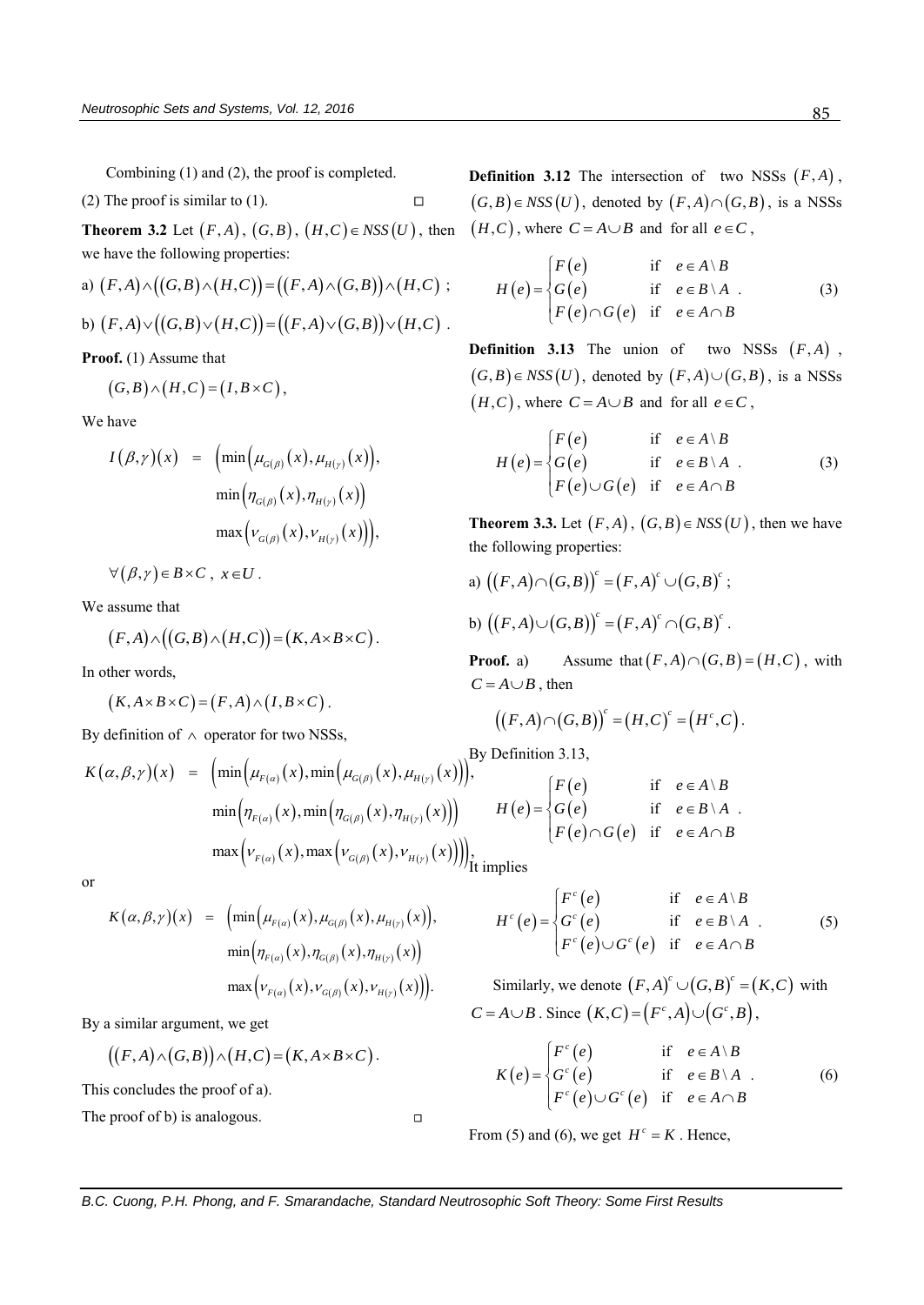Combining (1) and (2), the proof is completed.

(2) The proof is similar to (1). □

**Theorem 3.2** Let $(F,A)$, $(G,B)$, $(H,C) \in NSS(U)$, then we have the following properties:

a) $(F,A) \wedge ((G,B) \wedge (H,C)) = ((F,A) \wedge (G,B)) \wedge (H,C)$ ;

b) $(F,A) \vee ((G,B) \vee (H,C)) = ((F,A) \vee (G,B)) \vee (H,C)$ .

**Proof.** (1) Assume that

$$(G,B) \wedge (H,C) = (I, B \times C),$$

We have

$$\begin{aligned} I(\beta,\gamma)(x) \;=\; &\Big(\min\big(\mu_{G(\beta)}(x), \mu_{H(\gamma)}(x)\big), \\ &\min\big(\eta_{G(\beta)}(x), \eta_{H(\gamma)}(x)\big) \\ &\max\big(\nu_{G(\beta)}(x), \nu_{H(\gamma)}(x)\big)\Big), \end{aligned}$$

$\forall (\beta,\gamma) \in B \times C$ , $x \in U$ .

We assume that

$$(F,A) \wedge ((G,B) \wedge (H,C)) = (K, A \times B \times C).$$

In other words,

$$(K, A \times B \times C) = (F,A) \wedge (I, B \times C).$$

By definition of $\wedge$ operator for two NSSs,

$$\begin{aligned} K(\alpha,\beta,\gamma)(x) \;=\; &\Big(\min\big(\mu_{F(\alpha)}(x), \min\big(\mu_{G(\beta)}(x), \mu_{H(\gamma)}(x)\big)\big), \\ &\min\big(\eta_{F(\alpha)}(x), \min\big(\eta_{G(\beta)}(x), \eta_{H(\gamma)}(x)\big)\big) \\ &\max\big(\nu_{F(\alpha)}(x), \max\big(\nu_{G(\beta)}(x), \nu_{H(\gamma)}(x)\big)\big)\Big), \end{aligned}$$

or

$$\begin{aligned} K(\alpha,\beta,\gamma)(x) \;=\; &\Big(\min\big(\mu_{F(\alpha)}(x), \mu_{G(\beta)}(x), \mu_{H(\gamma)}(x)\big), \\ &\min\big(\eta_{F(\alpha)}(x), \eta_{G(\beta)}(x), \eta_{H(\gamma)}(x)\big) \\ &\max\big(\nu_{F(\alpha)}(x), \nu_{G(\beta)}(x), \nu_{H(\gamma)}(x)\big)\Big). \end{aligned}$$

By a similar argument, we get

$$((F,A) \wedge (G,B)) \wedge (H,C) = (K, A \times B \times C).$$

This concludes the proof of a).

The proof of b) is analogous. □

**Definition 3.12** The intersection of two NSSs $(F,A)$, $(G,B) \in NSS(U)$, denoted by $(F,A) \cap (G,B)$, is a NSSs $(H,C)$, where $C = A \cup B$ and for all $e \in C$,

$$H(e) = \begin{cases} F(e) & \text{if} \quad e \in A \setminus B \\ G(e) & \text{if} \quad e \in B \setminus A \\ F(e) \cap G(e) & \text{if} \quad e \in A \cap B \end{cases}. \tag{3}$$

**Definition 3.13** The union of two NSSs $(F,A)$, $(G,B) \in NSS(U)$, denoted by $(F,A) \cup (G,B)$, is a NSSs $(H,C)$, where $C = A \cup B$ and for all $e \in C$,

$$H(e) = \begin{cases} F(e) & \text{if} \quad e \in A \setminus B \\ G(e) & \text{if} \quad e \in B \setminus A \\ F(e) \cup G(e) & \text{if} \quad e \in A \cap B \end{cases}. \tag{3}$$

**Theorem 3.3.** Let $(F,A)$, $(G,B) \in NSS(U)$, then we have the following properties:

a) $((F,A) \cap (G,B))^c = (F,A)^c \cup (G,B)^c$ ;

b) $((F,A) \cup (G,B))^c = (F,A)^c \cap (G,B)^c$ .

**Proof.** a) Assume that $(F,A) \cap (G,B) = (H,C)$, with $C = A \cup B$, then

$$((F,A) \cap (G,B))^c = (H,C)^c = (H^c, C).$$

By Definition 3.13,

$$H(e) = \begin{cases} F(e) & \text{if} \quad e \in A \setminus B \\ G(e) & \text{if} \quad e \in B \setminus A \\ F(e) \cap G(e) & \text{if} \quad e \in A \cap B \end{cases}.$$

It implies

$$H^c(e) = \begin{cases} F^c(e) & \text{if} \quad e \in A \setminus B \\ G^c(e) & \text{if} \quad e \in B \setminus A \\ F^c(e) \cup G^c(e) & \text{if} \quad e \in A \cap B \end{cases}. \tag{5}$$

Similarly, we denote $(F,A)^c \cup (G,B)^c = (K,C)$ with $C = A \cup B$. Since $(K,C) = (F^c, A) \cup (G^c, B)$,

$$K(e) = \begin{cases} F^c(e) & \text{if} \quad e \in A \setminus B \\ G^c(e) & \text{if} \quad e \in B \setminus A \\ F^c(e) \cup G^c(e) & \text{if} \quad e \in A \cap B \end{cases}. \tag{6}$$

From (5) and (6), we get $H^c = K$ . Hence,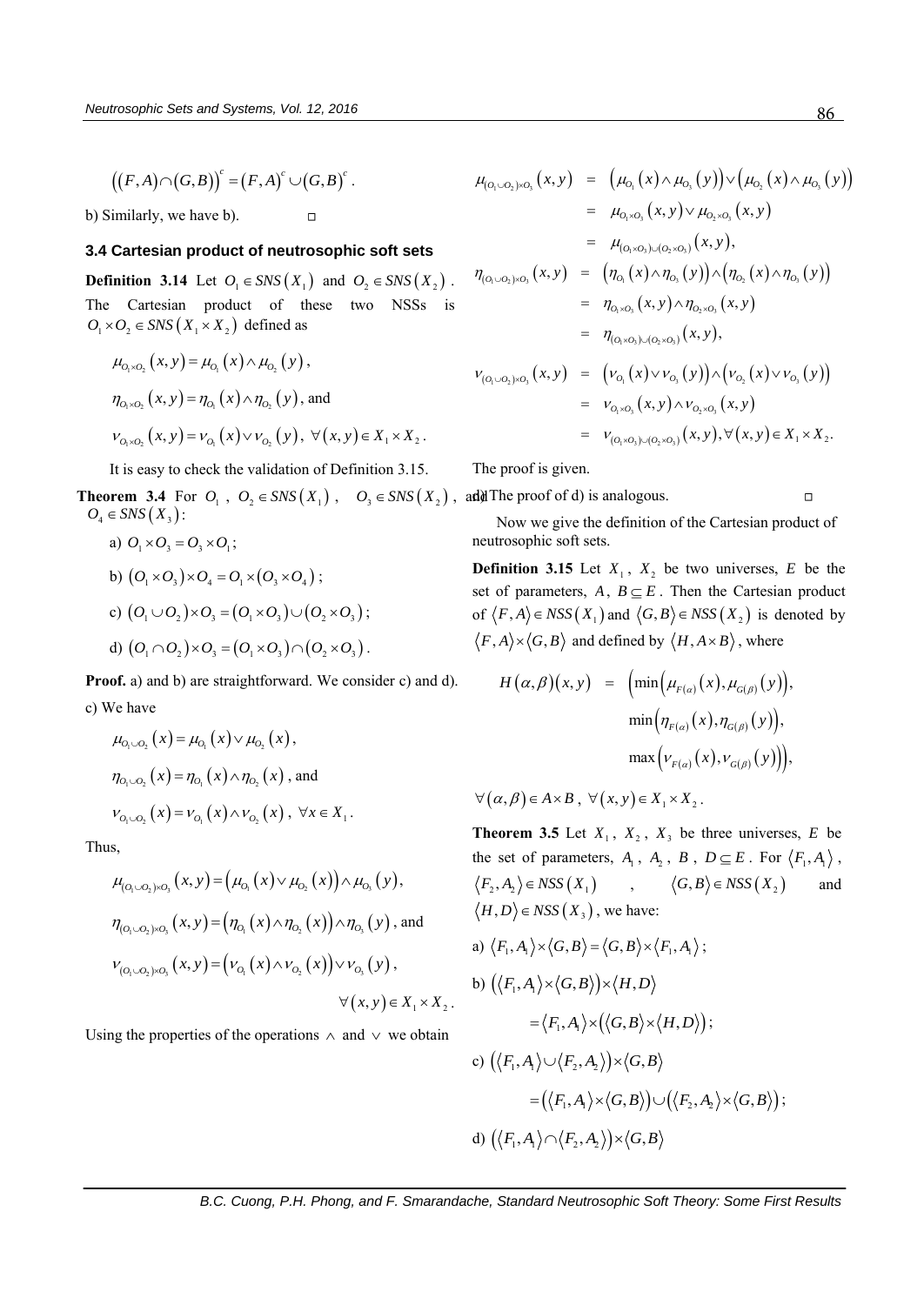$$\left((F,A)\cap(G,B)\right)^c=(F,A)^c\cup(G,B)^c.$$

b) Similarly, we have b). □

### 3.4 Cartesian product of neutrosophic soft sets

**Definition 3.14** Let $O_1\in SNS(X_1)$ and $O_2\in SNS(X_2)$. The Cartesian product of these two NSSs is $O_1\times O_2\in SNS(X_1\times X_2)$ defined as

$$\mu_{O_1\times O_2}(x,y)=\mu_{O_1}(x)\wedge\mu_{O_2}(y),$$

$$\eta_{O_1\times O_2}(x,y)=\eta_{O_1}(x)\wedge\eta_{O_2}(y), \text{ and}$$

$$\nu_{O_1\times O_2}(x,y)=\nu_{O_1}(x)\vee\nu_{O_2}(y),\ \forall(x,y)\in X_1\times X_2.$$

It is easy to check the validation of Definition 3.15.

**Theorem 3.4** For $O_1$, $O_2\in SNS(X_1)$, $O_3\in SNS(X_2)$, and $O_4\in SNS(X_3)$:

a) $O_1\times O_3=O_3\times O_1$;

b) $(O_1\times O_3)\times O_4=O_1\times(O_3\times O_4)$;

c) $(O_1\cup O_2)\times O_3=(O_1\times O_3)\cup(O_2\times O_3)$;

d) $(O_1\cap O_2)\times O_3=(O_1\times O_3)\cap(O_2\times O_3)$.

**Proof.** a) and b) are straightforward. We consider c) and d).

c) We have

$$\mu_{O_1\cup O_2}(x)=\mu_{O_1}(x)\vee\mu_{O_2}(x),$$

$$\eta_{O_1\cup O_2}(x)=\eta_{O_1}(x)\wedge\eta_{O_2}(x), \text{ and}$$

$$\nu_{O_1\cup O_2}(x)=\nu_{O_1}(x)\wedge\nu_{O_2}(x),\ \forall x\in X_1.$$

Thus,

$$\mu_{(O_1\cup O_2)\times O_3}(x,y)=\left(\mu_{O_1}(x)\vee\mu_{O_2}(x)\right)\wedge\mu_{O_3}(y),$$

$$\eta_{(O_1\cup O_2)\times O_3}(x,y)=\left(\eta_{O_1}(x)\wedge\eta_{O_2}(x)\right)\wedge\eta_{O_3}(y), \text{ and}$$

$$\nu_{(O_1\cup O_2)\times O_3}(x,y)=\left(\nu_{O_1}(x)\wedge\nu_{O_2}(x)\right)\vee\nu_{O_3}(y),$$

$$\forall(x,y)\in X_1\times X_2.$$

Using the properties of the operations $\wedge$ and $\vee$ we obtain

$$\begin{aligned}
\mu_{(O_1\cup O_2)\times O_3}(x,y)&=\left(\mu_{O_1}(x)\wedge\mu_{O_3}(y)\right)\vee\left(\mu_{O_2}(x)\wedge\mu_{O_3}(y)\right)\\
&=\mu_{O_1\times O_3}(x,y)\vee\mu_{O_2\times O_3}(x,y)\\
&=\mu_{(O_1\times O_3)\cup(O_2\times O_3)}(x,y),\\
\eta_{(O_1\cup O_2)\times O_3}(x,y)&=\left(\eta_{O_1}(x)\wedge\eta_{O_3}(y)\right)\wedge\left(\eta_{O_2}(x)\wedge\eta_{O_3}(y)\right)\\
&=\eta_{O_1\times O_3}(x,y)\wedge\eta_{O_2\times O_3}(x,y)\\
&=\eta_{(O_1\times O_3)\cup(O_2\times O_3)}(x,y),\\
\nu_{(O_1\cup O_2)\times O_3}(x,y)&=\left(\nu_{O_1}(x)\vee\nu_{O_3}(y)\right)\wedge\left(\nu_{O_2}(x)\vee\nu_{O_3}(y)\right)\\
&=\nu_{O_1\times O_3}(x,y)\wedge\nu_{O_2\times O_3}(x,y)\\
&=\nu_{(O_1\times O_3)\cup(O_2\times O_3)}(x,y),\forall(x,y)\in X_1\times X_2.
\end{aligned}$$

The proof is given.

d) The proof of d) is analogous. □

Now we give the definition of the Cartesian product of neutrosophic soft sets.

**Definition 3.15** Let $X_1$, $X_2$ be two universes, $E$ be the set of parameters, $A$, $B\subseteq E$. Then the Cartesian product of $\langle F,A\rangle\in NSS(X_1)$ and $\langle G,B\rangle\in NSS(X_2)$ is denoted by $\langle F,A\rangle\times\langle G,B\rangle$ and defined by $\langle H,A\times B\rangle$, where

$$\begin{aligned}
H(\alpha,\beta)(x,y)=&\left(\min\left(\mu_{F(\alpha)}(x),\mu_{G(\beta)}(y)\right),\right.\\
&\min\left(\eta_{F(\alpha)}(x),\eta_{G(\beta)}(y)\right),\\
&\left.\max\left(\nu_{F(\alpha)}(x),\nu_{G(\beta)}(y)\right)\right),
\end{aligned}$$

$\forall(\alpha,\beta)\in A\times B$, $\forall(x,y)\in X_1\times X_2$.

**Theorem 3.5** Let $X_1$, $X_2$, $X_3$ be three universes, $E$ be the set of parameters, $A_1$, $A_2$, $B$, $D\subseteq E$. For $\langle F_1,A_1\rangle$, $\langle F_2,A_2\rangle\in NSS(X_1)$, $\langle G,B\rangle\in NSS(X_2)$ and $\langle H,D\rangle\in NSS(X_3)$, we have:

a) $\langle F_1,A_1\rangle\times\langle G,B\rangle=\langle G,B\rangle\times\langle F_1,A_1\rangle$;

b) $\left(\langle F_1,A_1\rangle\times\langle G,B\rangle\right)\times\langle H,D\rangle$

$=\langle F_1,A_1\rangle\times\left(\langle G,B\rangle\times\langle H,D\rangle\right)$;

c) $\left(\langle F_1,A_1\rangle\cup\langle F_2,A_2\rangle\right)\times\langle G,B\rangle$

$=\left(\langle F_1,A_1\rangle\times\langle G,B\rangle\right)\cup\left(\langle F_2,A_2\rangle\times\langle G,B\rangle\right)$;

d) $\left(\langle F_1,A_1\rangle\cap\langle F_2,A_2\rangle\right)\times\langle G,B\rangle$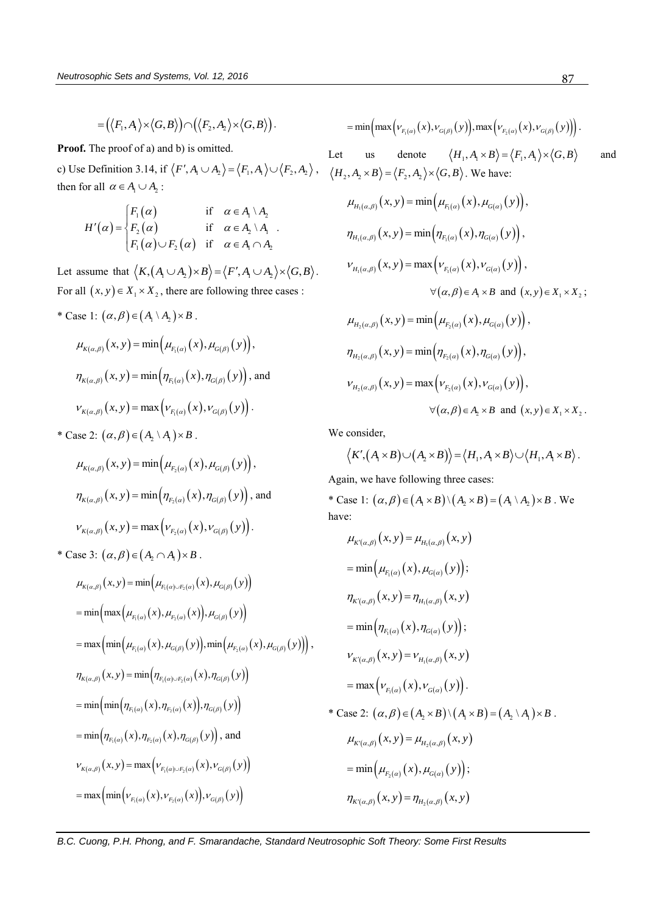$$= \left(\langle F_1, A_1\rangle \times \langle G, B\rangle\right) \cap \left(\langle F_2, A_2\rangle \times \langle G, B\rangle\right).$$

**Proof.** The proof of a) and b) is omitted.

c) Use Definition 3.14, if $\langle F', A_1 \cup A_2\rangle = \langle F_1, A_1\rangle \cup \langle F_2, A_2\rangle$, then for all $\alpha \in A_1 \cup A_2$ :

$$H'(\alpha) = \begin{cases} F_1(\alpha) & \text{if} \quad \alpha \in A_1 \setminus A_2 \\ F_2(\alpha) & \text{if} \quad \alpha \in A_2 \setminus A_1 \\ F_1(\alpha) \cup F_2(\alpha) & \text{if} \quad \alpha \in A_1 \cap A_2 \end{cases}.$$

Let assume that $\langle K, (A_1 \cup A_2) \times B\rangle = \langle F', A_1 \cup A_2\rangle \times \langle G, B\rangle$.

For all $(x, y) \in X_1 \times X_2$, there are following three cases :

\* Case 1: $(\alpha, \beta) \in (A_1 \setminus A_2) \times B$.

$$\mu_{K(\alpha,\beta)}(x, y) = \min\left(\mu_{F_1(\alpha)}(x), \mu_{G(\beta)}(y)\right),$$

$$\eta_{K(\alpha,\beta)}(x, y) = \min\left(\eta_{F_1(\alpha)}(x), \eta_{G(\beta)}(y)\right), \text{ and}$$

$$\nu_{K(\alpha,\beta)}(x, y) = \max\left(\nu_{F_1(\alpha)}(x), \nu_{G(\beta)}(y)\right).$$

\* Case 2: $(\alpha, \beta) \in (A_2 \setminus A_1) \times B$.

$$\mu_{K(\alpha,\beta)}(x, y) = \min\left(\mu_{F_2(\alpha)}(x), \mu_{G(\beta)}(y)\right),$$

$$\eta_{K(\alpha,\beta)}(x, y) = \min\left(\eta_{F_2(\alpha)}(x), \eta_{G(\beta)}(y)\right), \text{ and}$$

$$\nu_{K(\alpha,\beta)}(x, y) = \max\left(\nu_{F_2(\alpha)}(x), \nu_{G(\beta)}(y)\right).$$

\* Case 3: $(\alpha, \beta) \in (A_2 \cap A_1) \times B$.

$$\mu_{K(\alpha,\beta)}(x, y) = \min\left(\mu_{F_1(\alpha)\cup F_2(\alpha)}(x), \mu_{G(\beta)}(y)\right)$$

$$= \min\left(\max\left(\mu_{F_1(\alpha)}(x), \mu_{F_2(\alpha)}(x)\right), \mu_{G(\beta)}(y)\right)$$

$$= \max\left(\min\left(\mu_{F_1(\alpha)}(x), \mu_{G(\beta)}(y)\right), \min\left(\mu_{F_2(\alpha)}(x), \mu_{G(\beta)}(y)\right)\right),$$

$$\eta_{K(\alpha,\beta)}(x, y) = \min\left(\eta_{F_1(\alpha)\cup F_2(\alpha)}(x), \eta_{G(\beta)}(y)\right)$$

$$= \min\left(\min\left(\eta_{F_1(\alpha)}(x), \eta_{F_2(\alpha)}(x)\right), \eta_{G(\beta)}(y)\right)$$

$$= \min\left(\eta_{F_1(\alpha)}(x), \eta_{F_2(\alpha)}(x), \eta_{G(\beta)}(y)\right), \text{ and}$$

$$\nu_{K(\alpha,\beta)}(x, y) = \max\left(\nu_{F_1(\alpha)\cup F_2(\alpha)}(x), \nu_{G(\beta)}(y)\right)$$

$$= \max\left(\min\left(\nu_{F_1(\alpha)}(x), \nu_{F_2(\alpha)}(x)\right), \nu_{G(\beta)}(y)\right)$$

$$= \min\left(\max\left(\nu_{F_1(\alpha)}(x), \nu_{G(\beta)}(y)\right), \max\left(\nu_{F_2(\alpha)}(x), \nu_{G(\beta)}(y)\right)\right).$$

Let us denote $\langle H_1, A_1 \times B\rangle = \langle F_1, A_1\rangle \times \langle G, B\rangle$ and $\langle H_2, A_2 \times B\rangle = \langle F_2, A_2\rangle \times \langle G, B\rangle$. We have:

$$\mu_{H_1(\alpha,\beta)}(x, y) = \min\left(\mu_{F_1(\alpha)}(x), \mu_{G(\alpha)}(y)\right),$$

$$\eta_{H_1(\alpha,\beta)}(x, y) = \min\left(\eta_{F_1(\alpha)}(x), \eta_{G(\alpha)}(y)\right),$$

$$\nu_{H_1(\alpha,\beta)}(x, y) = \max\left(\nu_{F_1(\alpha)}(x), \nu_{G(\alpha)}(y)\right),$$

$$\forall (\alpha, \beta) \in A_1 \times B \text{ and } (x, y) \in X_1 \times X_2;$$

$$\mu_{H_2(\alpha,\beta)}(x, y) = \min\left(\mu_{F_2(\alpha)}(x), \mu_{G(\alpha)}(y)\right),$$

$$\eta_{H_2(\alpha,\beta)}(x, y) = \min\left(\eta_{F_2(\alpha)}(x), \eta_{G(\alpha)}(y)\right),$$

$$\nu_{H_2(\alpha,\beta)}(x, y) = \max\left(\nu_{F_2(\alpha)}(x), \nu_{G(\alpha)}(y)\right),$$

$$\forall (\alpha, \beta) \in A_2 \times B \text{ and } (x, y) \in X_1 \times X_2.$$

We consider,

$$\langle K', (A_1 \times B) \cup (A_2 \times B)\rangle = \langle H_1, A_1 \times B\rangle \cup \langle H_1, A_1 \times B\rangle.$$

Again, we have following three cases:

\* Case 1: $(\alpha, \beta) \in (A_1 \times B) \setminus (A_2 \times B) = (A_1 \setminus A_2) \times B$. We have:

$$\mu_{K'(\alpha,\beta)}(x, y) = \mu_{H_1(\alpha,\beta)}(x, y)$$

$$= \min\left(\mu_{F_1(\alpha)}(x), \mu_{G(\alpha)}(y)\right);$$

$$\eta_{K'(\alpha,\beta)}(x, y) = \eta_{H_1(\alpha,\beta)}(x, y)$$

$$= \min\left(\eta_{F_1(\alpha)}(x), \eta_{G(\alpha)}(y)\right);$$

$$\nu_{K'(\alpha,\beta)}(x, y) = \nu_{H_1(\alpha,\beta)}(x, y)$$

$$= \max\left(\nu_{F_1(\alpha)}(x), \nu_{G(\alpha)}(y)\right).$$

\* Case 2: $(\alpha, \beta) \in (A_2 \times B) \setminus (A_1 \times B) = (A_2 \setminus A_1) \times B$.

$$\mu_{K'(\alpha,\beta)}(x, y) = \mu_{H_2(\alpha,\beta)}(x, y)$$

$$= \min\left(\mu_{F_2(\alpha)}(x), \mu_{G(\alpha)}(y)\right);$$

$$\eta_{K'(\alpha,\beta)}(x, y) = \eta_{H_2(\alpha,\beta)}(x, y)$$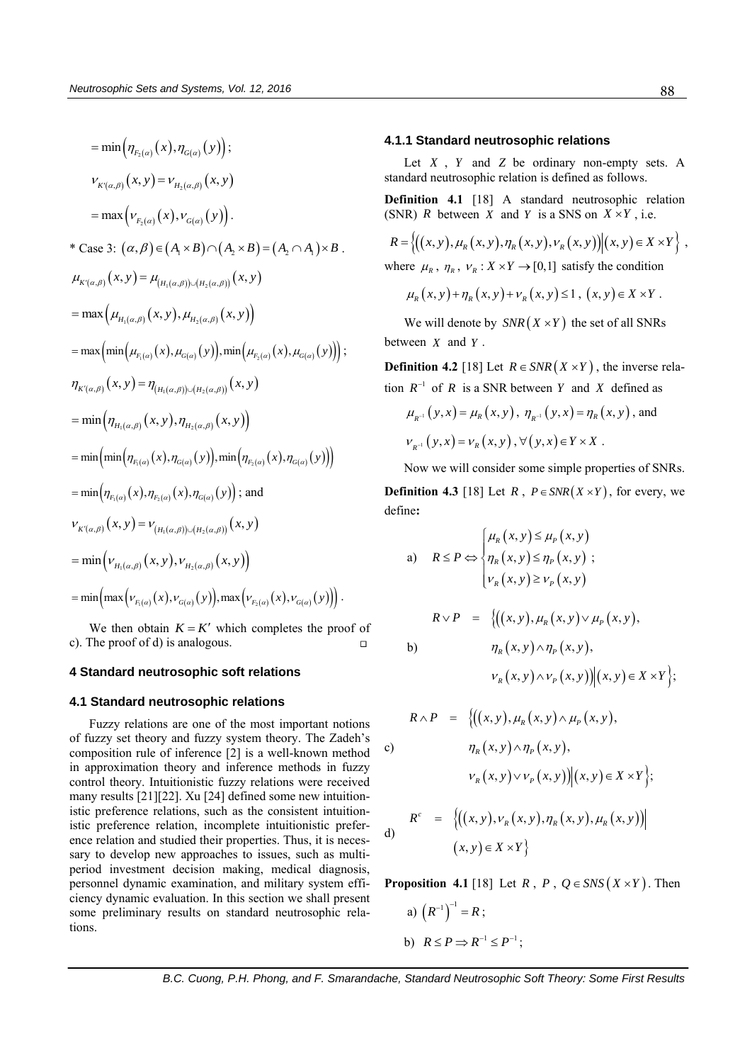$$= \min\left(\eta_{F_2(\alpha)}(x), \eta_{G(\alpha)}(y)\right);$$

$$\nu_{K'(\alpha,\beta)}(x,y) = \nu_{H_2(\alpha,\beta)}(x,y)$$

$$= \max\left(\nu_{F_2(\alpha)}(x), \nu_{G(\alpha)}(y)\right).$$

* Case 3: $(\alpha,\beta) \in (A_1 \times B) \cap (A_2 \times B) = (A_2 \cap A_1) \times B$.

$$\mu_{K'(\alpha,\beta)}(x,y) = \mu_{(H_1(\alpha,\beta)) \cup (H_2(\alpha,\beta))}(x,y)$$

$$= \max\left(\mu_{H_1(\alpha,\beta)}(x,y), \mu_{H_2(\alpha,\beta)}(x,y)\right)$$

$$= \max\left(\min\left(\mu_{F_1(\alpha)}(x), \mu_{G(\alpha)}(y)\right), \min\left(\mu_{F_2(\alpha)}(x), \mu_{G(\alpha)}(y)\right)\right);$$

$$\eta_{K'(\alpha,\beta)}(x,y) = \eta_{(H_1(\alpha,\beta)) \cup (H_2(\alpha,\beta))}(x,y)$$

$$= \min\left(\eta_{H_1(\alpha,\beta)}(x,y), \eta_{H_2(\alpha,\beta)}(x,y)\right)$$

$$= \min\left(\min\left(\eta_{F_1(\alpha)}(x), \eta_{G(\alpha)}(y)\right), \min\left(\eta_{F_2(\alpha)}(x), \eta_{G(\alpha)}(y)\right)\right)$$

$$= \min\left(\eta_{F_1(\alpha)}(x), \eta_{F_2(\alpha)}(x), \eta_{G(\alpha)}(y)\right); \text{ and}$$

$$\nu_{K'(\alpha,\beta)}(x,y) = \nu_{(H_1(\alpha,\beta)) \cup (H_2(\alpha,\beta))}(x,y)$$

$$= \min\left(\nu_{H_1(\alpha,\beta)}(x,y), \nu_{H_2(\alpha,\beta)}(x,y)\right)$$

$$= \min\left(\max\left(\nu_{F_1(\alpha)}(x), \nu_{G(\alpha)}(y)\right), \max\left(\nu_{F_2(\alpha)}(x), \nu_{G(\alpha)}(y)\right)\right).$$

We then obtain $K = K'$ which completes the proof of c). The proof of d) is analogous. □

## 4 Standard neutrosophic soft relations

### 4.1 Standard neutrosophic relations

Fuzzy relations are one of the most important notions of fuzzy set theory and fuzzy system theory. The Zadeh's composition rule of inference [2] is a well-known method in approximation theory and inference methods in fuzzy control theory. Intuitionistic fuzzy relations were received many results [21][22]. Xu [24] defined some new intuitionistic preference relations, such as the consistent intuitionistic preference relation, incomplete intuitionistic preference relation and studied their properties. Thus, it is necessary to develop new approaches to issues, such as multi-period investment decision making, medical diagnosis, personnel dynamic examination, and military system efficiency dynamic evaluation. In this section we shall present some preliminary results on standard neutrosophic relations.

#### 4.1.1 Standard neutrosophic relations

Let $X$, $Y$ and $Z$ be ordinary non-empty sets. A standard neutrosophic relation is defined as follows.

**Definition 4.1** [18] A standard neutrosophic relation (SNR) $R$ between $X$ and $Y$ is a SNS on $X \times Y$, i.e.

$$R = \left\{\left((x,y), \mu_R(x,y), \eta_R(x,y), \nu_R(x,y)\right) \middle| (x,y) \in X \times Y\right\},$$

where $\mu_R$, $\eta_R$, $\nu_R : X \times Y \to [0,1]$ satisfy the condition

$$\mu_R(x,y) + \eta_R(x,y) + \nu_R(x,y) \le 1,\ (x,y) \in X \times Y.$$

We will denote by $SNR(X \times Y)$ the set of all SNRs between $X$ and $Y$.

**Definition 4.2** [18] Let $R \in SNR(X \times Y)$, the inverse relation $R^{-1}$ of $R$ is a SNR between $Y$ and $X$ defined as

$$\mu_{R^{-1}}(y,x) = \mu_R(x,y),\ \eta_{R^{-1}}(y,x) = \eta_R(x,y), \text{ and}$$

$$\nu_{R^{-1}}(y,x) = \nu_R(x,y), \forall (y,x) \in Y \times X.$$

Now we will consider some simple properties of SNRs.

**Definition 4.3** [18] Let $R$, $P \in SNR(X \times Y)$, for every, we define**:**

a) $$R \le P \Leftrightarrow \begin{cases} \mu_R(x,y) \le \mu_P(x,y) \\ \eta_R(x,y) \le \eta_P(x,y) \\ \nu_R(x,y) \ge \nu_P(x,y) \end{cases};$$

b) $$R \vee P = \left\{\left((x,y), \mu_R(x,y) \vee \mu_P(x,y), \eta_R(x,y) \wedge \eta_P(x,y), \nu_R(x,y) \wedge \nu_P(x,y)\right) \middle| (x,y) \in X \times Y\right\};$$

c) $$R \wedge P = \left\{\left((x,y), \mu_R(x,y) \wedge \mu_P(x,y), \eta_R(x,y) \wedge \eta_P(x,y), \nu_R(x,y) \vee \nu_P(x,y)\right) \middle| (x,y) \in X \times Y\right\};$$

d) $$R^c = \left\{\left((x,y), \nu_R(x,y), \eta_R(x,y), \mu_R(x,y)\right) \middle| (x,y) \in X \times Y\right\}$$

**Proposition 4.1** [18] Let $R$, $P$, $Q \in SNS(X \times Y)$. Then

a) $\left(R^{-1}\right)^{-1} = R$;

b) $R \le P \Rightarrow R^{-1} \le P^{-1}$;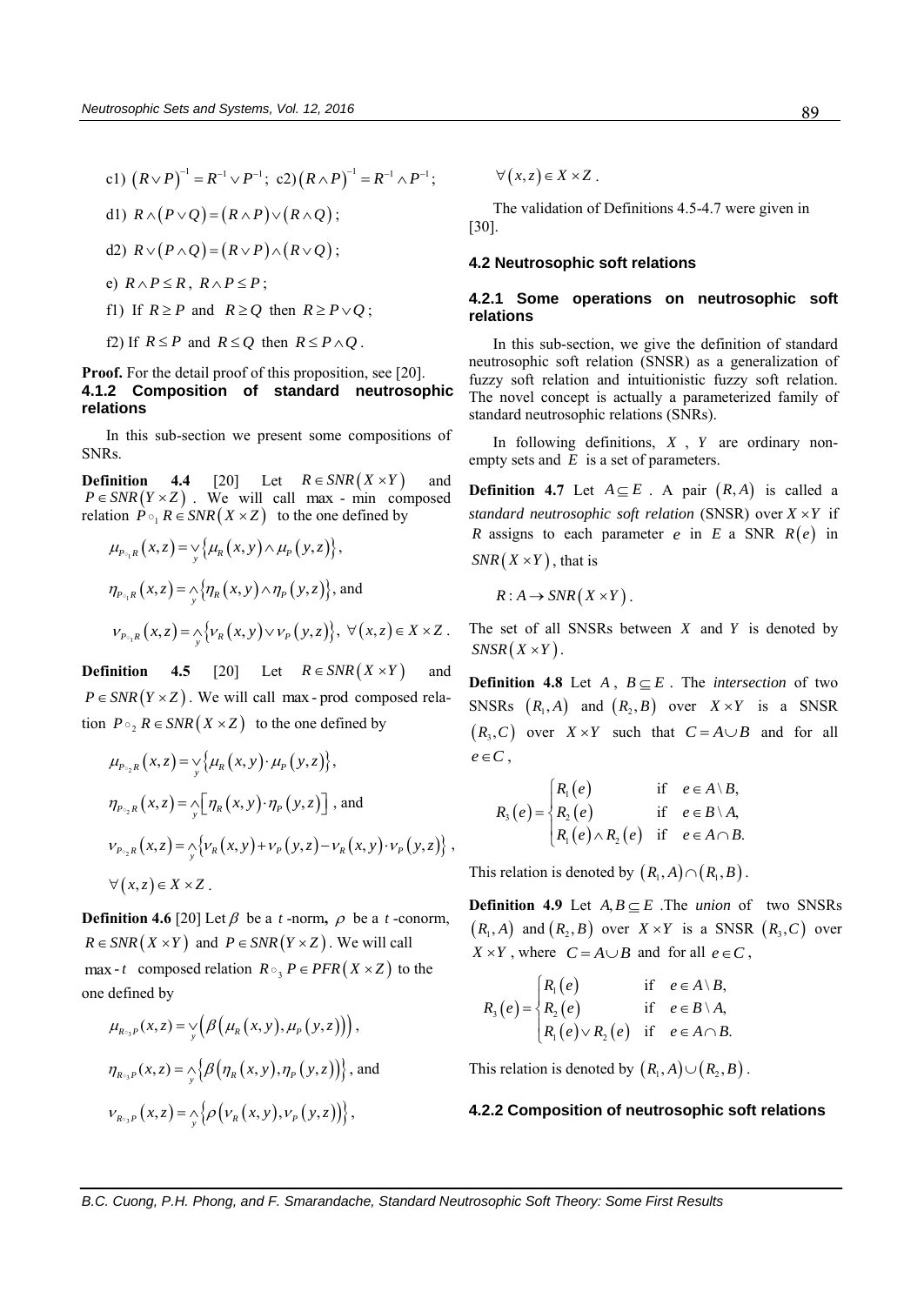c1) $(R \vee P)^{-1} = R^{-1} \vee P^{-1}$; c2) $(R \wedge P)^{-1} = R^{-1} \wedge P^{-1}$;

d1) $R \wedge (P \vee Q) = (R \wedge P) \vee (R \wedge Q)$;

d2) $R \vee (P \wedge Q) = (R \vee P) \wedge (R \vee Q)$;

e) $R \wedge P \leq R$, $R \wedge P \leq P$;

f1) If $R \geq P$ and $R \geq Q$ then $R \geq P \vee Q$;

f2) If $R \leq P$ and $R \leq Q$ then $R \leq P \wedge Q$.

**Proof.** For the detail proof of this proposition, see [20].

#### 4.1.2 Composition of standard neutrosophic relations

In this sub-section we present some compositions of SNRs.

**Definition 4.4** [20] Let $R \in SNR(X \times Y)$ and $P \in SNR(Y \times Z)$. We will call max - min composed relation $P \circ_1 R \in SNR(X \times Z)$ to the one defined by

$$\mu_{P \circ_1 R}(x,z) = \vee_y \{\mu_R(x,y) \wedge \mu_P(y,z)\},$$

$$\eta_{P \circ_1 R}(x,z) = \wedge_y \{\eta_R(x,y) \wedge \eta_P(y,z)\}, \text{ and}$$

$$\nu_{P \circ_1 R}(x,z) = \wedge_y \{\nu_R(x,y) \vee \nu_P(y,z)\},\ \forall (x,z) \in X \times Z.$$

**Definition 4.5** [20] Let $R \in SNR(X \times Y)$ and $P \in SNR(Y \times Z)$. We will call max - prod composed relation $P \circ_2 R \in SNR(X \times Z)$ to the one defined by

$$\mu_{P \circ_2 R}(x,z) = \vee_y \{\mu_R(x,y) \cdot \mu_P(y,z)\},$$

$$\eta_{P \circ_2 R}(x,z) = \wedge_y \left[\eta_R(x,y) \cdot \eta_P(y,z)\right], \text{ and}$$

$$\nu_{P \circ_2 R}(x,z) = \wedge_y \{\nu_R(x,y) + \nu_P(y,z) - \nu_R(x,y) \cdot \nu_P(y,z)\},$$

$\forall (x,z) \in X \times Z$.

**Definition 4.6** [20] Let $\beta$ be a $t$-norm, $\rho$ be a $t$-conorm, $R \in SNR(X \times Y)$ and $P \in SNR(Y \times Z)$. We will call max - $t$ composed relation $R \circ_3 P \in PFR(X \times Z)$ to the one defined by

$$\mu_{R \circ_3 P}(x,z) = \vee_y \left(\beta\left(\mu_R(x,y), \mu_P(y,z)\right)\right),$$

$$\eta_{R \circ_3 P}(x,z) = \wedge_y \{\beta\left(\eta_R(x,y), \eta_P(y,z)\right)\}, \text{ and}$$

$$\nu_{R \circ_3 P}(x,z) = \wedge_y \{\rho\left(\nu_R(x,y), \nu_P(y,z)\right)\},$$

$\forall (x,z) \in X \times Z$.

The validation of Definitions 4.5-4.7 were given in [30].

### 4.2 Neutrosophic soft relations

#### 4.2.1 Some operations on neutrosophic soft relations

In this sub-section, we give the definition of standard neutrosophic soft relation (SNSR) as a generalization of fuzzy soft relation and intuitionistic fuzzy soft relation. The novel concept is actually a parameterized family of standard neutrosophic relations (SNRs).

In following definitions, $X$, $Y$ are ordinary non-empty sets and $E$ is a set of parameters.

**Definition 4.7** Let $A \subseteq E$. A pair $(R, A)$ is called a *standard neutrosophic soft relation* (SNSR) over $X \times Y$ if $R$ assigns to each parameter $e$ in $E$ a SNR $R(e)$ in $SNR(X \times Y)$, that is

$$R : A \to SNR(X \times Y).$$

The set of all SNSRs between $X$ and $Y$ is denoted by $SNSR(X \times Y)$.

**Definition 4.8** Let $A$, $B \subseteq E$. The *intersection* of two SNSRs $(R_1, A)$ and $(R_2, B)$ over $X \times Y$ is a SNSR $(R_3, C)$ over $X \times Y$ such that $C = A \cup B$ and for all $e \in C$,

$$R_3(e) = \begin{cases} R_1(e) & \text{if } e \in A \setminus B, \\ R_2(e) & \text{if } e \in B \setminus A, \\ R_1(e) \wedge R_2(e) & \text{if } e \in A \cap B. \end{cases}$$

This relation is denoted by $(R_1, A) \cap (R_1, B)$.

**Definition 4.9** Let $A, B \subseteq E$. The *union* of two SNSRs $(R_1, A)$ and $(R_2, B)$ over $X \times Y$ is a SNSR $(R_3, C)$ over $X \times Y$, where $C = A \cup B$ and for all $e \in C$,

$$R_3(e) = \begin{cases} R_1(e) & \text{if } e \in A \setminus B, \\ R_2(e) & \text{if } e \in B \setminus A, \\ R_1(e) \vee R_2(e) & \text{if } e \in A \cap B. \end{cases}$$

This relation is denoted by $(R_1, A) \cup (R_2, B)$.

#### 4.2.2 Composition of neutrosophic soft relations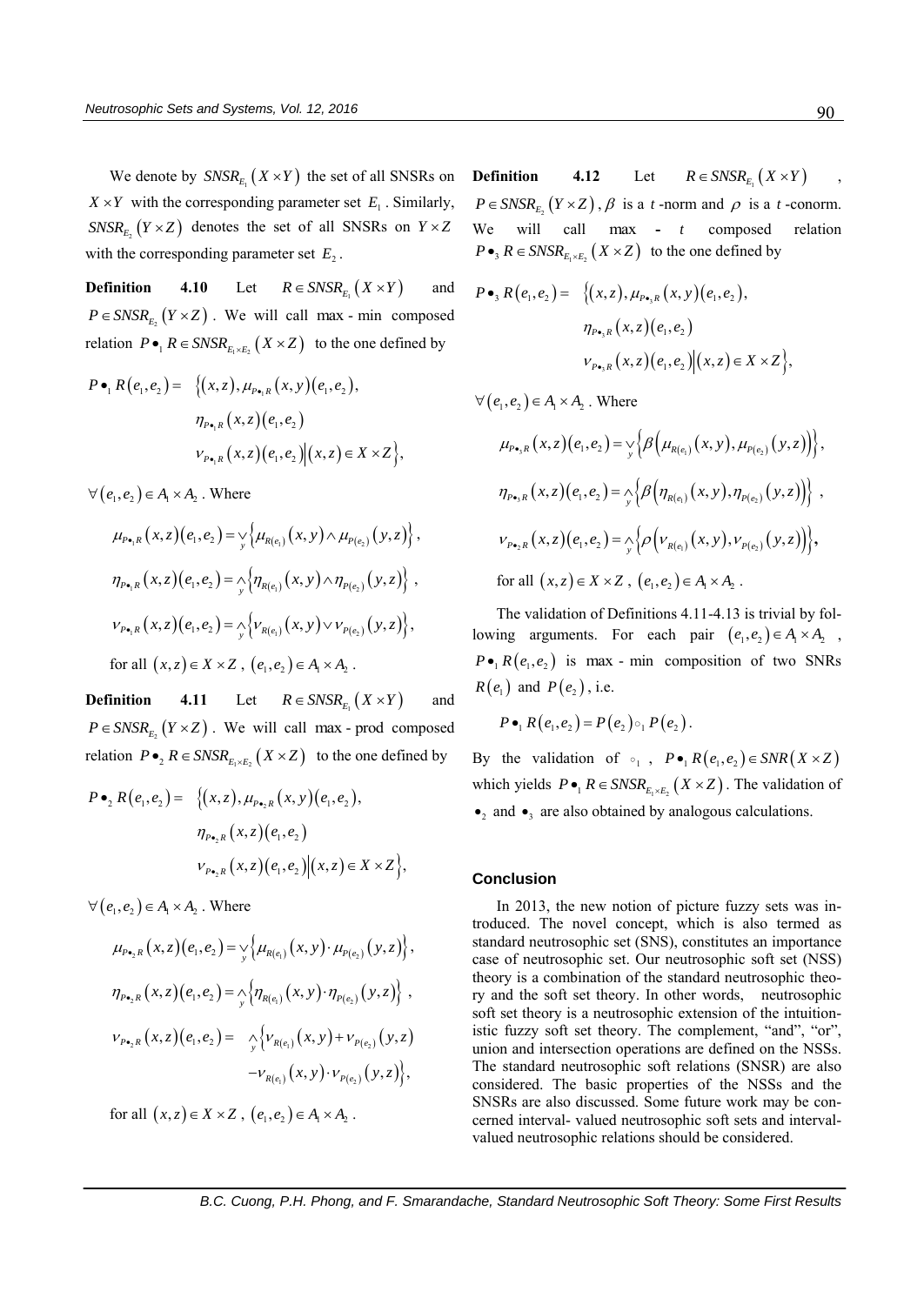We denote by $SNSR_{E_1}(X \times Y)$ the set of all SNSRs on $X \times Y$ with the corresponding parameter set $E_1$. Similarly, $SNSR_{E_2}(Y \times Z)$ denotes the set of all SNSRs on $Y \times Z$ with the corresponding parameter set $E_2$.

**Definition 4.10** Let $R \in SNSR_{E_1}(X \times Y)$ and $P \in SNSR_{E_2}(Y \times Z)$. We will call max - min composed relation $P \bullet_1 R \in SNSR_{E_1 \times E_2}(X \times Z)$ to the one defined by

$$P \bullet_1 R(e_1, e_2) = \Big\{ (x,z), \mu_{P\bullet_1 R}(x,y)(e_1,e_2), \eta_{P\bullet_1 R}(x,z)(e_1,e_2) \, \nu_{P\bullet_1 R}(x,z)(e_1,e_2) \Big| (x,z) \in X \times Z \Big\},$$

$\forall (e_1, e_2) \in A_1 \times A_2$. Where

$$\mu_{P\bullet_1 R}(x,z)(e_1,e_2) = \vee_y \left\{ \mu_{R(e_1)}(x,y) \wedge \mu_{P(e_2)}(y,z) \right\},$$

$$\eta_{P\bullet_1 R}(x,z)(e_1,e_2) = \wedge_y \left\{ \eta_{R(e_1)}(x,y) \wedge \eta_{P(e_2)}(y,z) \right\},$$

$$\nu_{P\bullet_1 R}(x,z)(e_1,e_2) = \wedge_y \left\{ \nu_{R(e_1)}(x,y) \vee \nu_{P(e_2)}(y,z) \right\},$$

for all $(x,z) \in X \times Z$, $(e_1, e_2) \in A_1 \times A_2$.

**Definition 4.11** Let $R \in SNSR_{E_1}(X \times Y)$ and $P \in SNSR_{E_2}(Y \times Z)$. We will call max - prod composed relation $P \bullet_2 R \in SNSR_{E_1 \times E_2}(X \times Z)$ to the one defined by

$$P \bullet_2 R(e_1, e_2) = \Big\{ (x,z), \mu_{P\bullet_2 R}(x,y)(e_1,e_2), \eta_{P\bullet_2 R}(x,z)(e_1,e_2) \, \nu_{P\bullet_2 R}(x,z)(e_1,e_2) \Big| (x,z) \in X \times Z \Big\},$$

$\forall (e_1, e_2) \in A_1 \times A_2$. Where

$$\mu_{P\bullet_2 R}(x,z)(e_1,e_2) = \vee_y \left\{ \mu_{R(e_1)}(x,y) \cdot \mu_{P(e_2)}(y,z) \right\},$$

$$\eta_{P\bullet_2 R}(x,z)(e_1,e_2) = \wedge_y \left\{ \eta_{R(e_1)}(x,y) \cdot \eta_{P(e_2)}(y,z) \right\},$$

$$\nu_{P\bullet_2 R}(x,z)(e_1,e_2) = \wedge_y \left\{ \nu_{R(e_1)}(x,y) + \nu_{P(e_2)}(y,z) - \nu_{R(e_1)}(x,y) \cdot \nu_{P(e_2)}(y,z) \right\},$$

for all $(x,z) \in X \times Z$, $(e_1, e_2) \in A_1 \times A_2$.

**Definition 4.12** Let $R \in SNSR_{E_1}(X \times Y)$, $P \in SNSR_{E_2}(Y \times Z)$, $\beta$ is a $t$-norm and $\rho$ is a $t$-conorm. We will call max - $t$ composed relation $P \bullet_3 R \in SNSR_{E_1 \times E_2}(X \times Z)$ to the one defined by

$$P \bullet_3 R(e_1, e_2) = \Big\{ (x,z), \mu_{P\bullet_3 R}(x,y)(e_1,e_2), \eta_{P\bullet_3 R}(x,z)(e_1,e_2) \, \nu_{P\bullet_3 R}(x,z)(e_1,e_2) \Big| (x,z) \in X \times Z \Big\},$$

$\forall (e_1, e_2) \in A_1 \times A_2$. Where

$$\mu_{P\bullet_3 R}(x,z)(e_1,e_2) = \vee_y \left\{ \beta\left( \mu_{R(e_1)}(x,y), \mu_{P(e_2)}(y,z) \right) \right\},$$

$$\eta_{P\bullet_3 R}(x,z)(e_1,e_2) = \wedge_y \left\{ \beta\left( \eta_{R(e_1)}(x,y), \eta_{P(e_2)}(y,z) \right) \right\},$$

$$\nu_{P\bullet_2 R}(x,z)(e_1,e_2) = \wedge_y \left\{ \rho\left( \nu_{R(e_1)}(x,y), \nu_{P(e_2)}(y,z) \right) \right\},$$

for all $(x,z) \in X \times Z$, $(e_1, e_2) \in A_1 \times A_2$.

The validation of Definitions 4.11-4.13 is trivial by following arguments. For each pair $(e_1, e_2) \in A_1 \times A_2$, $P \bullet_1 R(e_1, e_2)$ is max - min composition of two SNRs $R(e_1)$ and $P(e_2)$, i.e.

$$P \bullet_1 R(e_1, e_2) = P(e_2) \circ_1 P(e_2).$$

By the validation of $\circ_1$, $P \bullet_1 R(e_1, e_2) \in SNR(X \times Z)$ which yields $P \bullet_1 R \in SNSR_{E_1 \times E_2}(X \times Z)$. The validation of $\bullet_2$ and $\bullet_3$ are also obtained by analogous calculations.

## Conclusion

In 2013, the new notion of picture fuzzy sets was introduced. The novel concept, which is also termed as standard neutrosophic set (SNS), constitutes an importance case of neutrosophic set. Our neutrosophic soft set (NSS) theory is a combination of the standard neutrosophic theory and the soft set theory. In other words, neutrosophic soft set theory is a neutrosophic extension of the intuitionistic fuzzy soft set theory. The complement, "and", "or", union and intersection operations are defined on the NSSs. The standard neutrosophic soft relations (SNSR) are also considered. The basic properties of the NSSs and the SNSRs are also discussed. Some future work may be concerned interval- valued neutrosophic soft sets and interval-valued neutrosophic relations should be considered.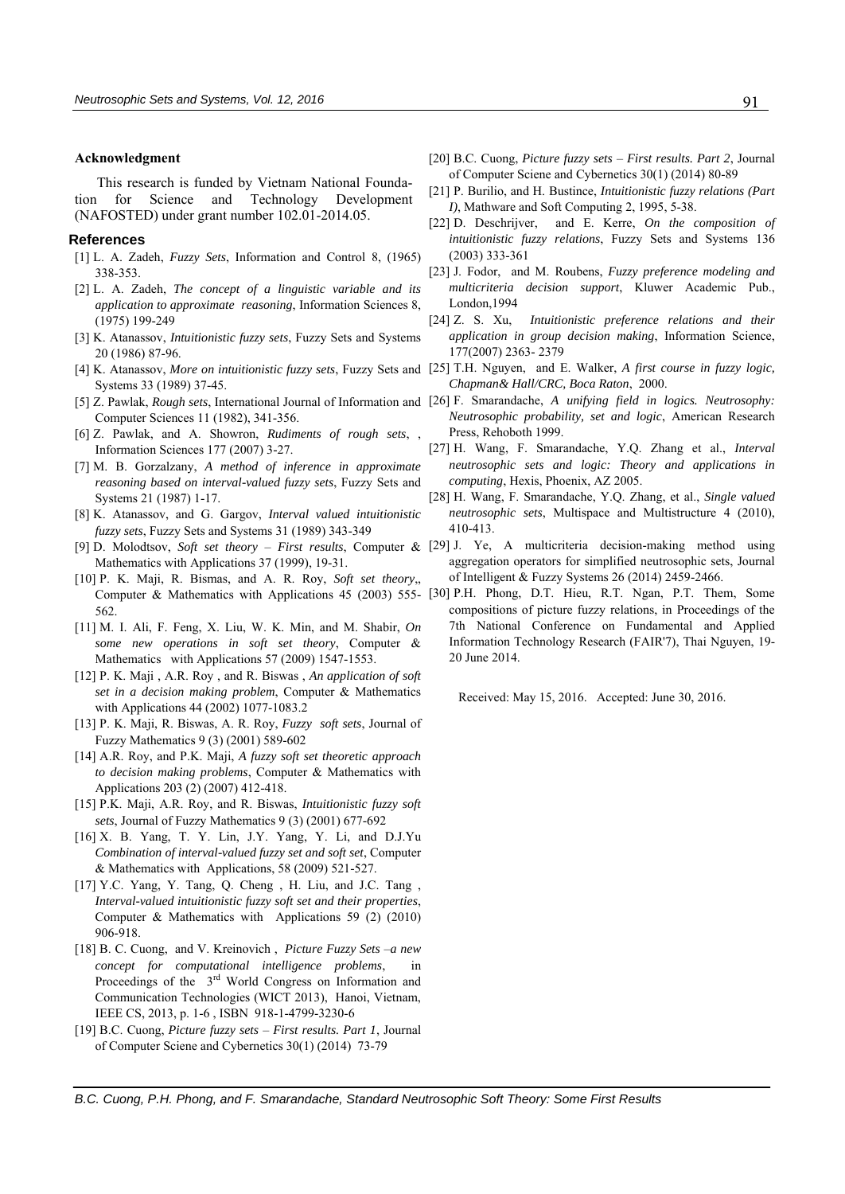### Acknowledgment

This research is funded by Vietnam National Foundation for Science and Technology Development (NAFOSTED) under grant number 102.01-2014.05.

### References

[1] L. A. Zadeh, *Fuzzy Sets*, Information and Control 8, (1965) 338-353.

[2] L. A. Zadeh, *The concept of a linguistic variable and its application to approximate reasoning*, Information Sciences 8, (1975) 199-249

[3] K. Atanassov, *Intuitionistic fuzzy sets*, Fuzzy Sets and Systems 20 (1986) 87-96.

[4] K. Atanassov, *More on intuitionistic fuzzy sets*, Fuzzy Sets and Systems 33 (1989) 37-45.

[5] Z. Pawlak, *Rough sets*, International Journal of Information and Computer Sciences 11 (1982), 341-356.

[6] Z. Pawlak, and A. Showron, *Rudiments of rough sets*, , Information Sciences 177 (2007) 3-27.

[7] M. B. Gorzalzany, *A method of inference in approximate reasoning based on interval-valued fuzzy sets*, Fuzzy Sets and Systems 21 (1987) 1-17.

[8] K. Atanassov, and G. Gargov, *Interval valued intuitionistic fuzzy sets*, Fuzzy Sets and Systems 31 (1989) 343-349

[9] D. Molodtsov, *Soft set theory – First results*, Computer & Mathematics with Applications 37 (1999), 19-31.

[10] P. K. Maji, R. Bismas, and A. R. Roy, *Soft set theory*,, Computer & Mathematics with Applications 45 (2003) 555-562.

[11] M. I. Ali, F. Feng, X. Liu, W. K. Min, and M. Shabir, *On some new operations in soft set theory*, Computer & Mathematics with Applications 57 (2009) 1547-1553.

[12] P. K. Maji , A.R. Roy , and R. Biswas , *An application of soft set in a decision making problem*, Computer & Mathematics with Applications 44 (2002) 1077-1083.2

[13] P. K. Maji, R. Biswas, A. R. Roy, *Fuzzy soft sets*, Journal of Fuzzy Mathematics 9 (3) (2001) 589-602

[14] A.R. Roy, and P.K. Maji, *A fuzzy soft set theoretic approach to decision making problems*, Computer & Mathematics with Applications 203 (2) (2007) 412-418.

[15] P.K. Maji, A.R. Roy, and R. Biswas, *Intuitionistic fuzzy soft sets*, Journal of Fuzzy Mathematics 9 (3) (2001) 677-692

[16] X. B. Yang, T. Y. Lin, J.Y. Yang, Y. Li, and D.J.Yu *Combination of interval-valued fuzzy set and soft set*, Computer & Mathematics with Applications, 58 (2009) 521-527.

[17] Y.C. Yang, Y. Tang, Q. Cheng , H. Liu, and J.C. Tang , *Interval-valued intuitionistic fuzzy soft set and their properties*, Computer & Mathematics with Applications 59 (2) (2010) 906-918.

[18] B. C. Cuong, and V. Kreinovich , *Picture Fuzzy Sets –a new concept for computational intelligence problems*, in Proceedings of the 3rd World Congress on Information and Communication Technologies (WICT 2013), Hanoi, Vietnam, IEEE CS, 2013, p. 1-6 , ISBN 918-1-4799-3230-6

[19] B.C. Cuong, *Picture fuzzy sets – First results. Part 1*, Journal of Computer Sciene and Cybernetics 30(1) (2014) 73-79

[20] B.C. Cuong, *Picture fuzzy sets – First results. Part 2*, Journal of Computer Sciene and Cybernetics 30(1) (2014) 80-89

[21] P. Burilio, and H. Bustince, *Intuitionistic fuzzy relations (Part I)*, Mathware and Soft Computing 2, 1995, 5-38.

[22] D. Deschrijver, and E. Kerre, *On the composition of intuitionistic fuzzy relations*, Fuzzy Sets and Systems 136 (2003) 333-361

[23] J. Fodor, and M. Roubens, *Fuzzy preference modeling and multicriteria decision support*, Kluwer Academic Pub., London,1994

[24] Z. S. Xu, *Intuitionistic preference relations and their application in group decision making*, Information Science, 177(2007) 2363- 2379

[25] T.H. Nguyen, and E. Walker, *A first course in fuzzy logic, Chapman& Hall/CRC, Boca Raton*, 2000.

[26] F. Smarandache, *A unifying field in logics. Neutrosophy: Neutrosophic probability, set and logic*, American Research Press, Rehoboth 1999.

[27] H. Wang, F. Smarandache, Y.Q. Zhang et al., *Interval neutrosophic sets and logic: Theory and applications in computing*, Hexis, Phoenix, AZ 2005.

[28] H. Wang, F. Smarandache, Y.Q. Zhang, et al., *Single valued neutrosophic sets*, Multispace and Multistructure 4 (2010), 410-413.

[29] J. Ye, A multicriteria decision-making method using aggregation operators for simplified neutrosophic sets, Journal of Intelligent & Fuzzy Systems 26 (2014) 2459-2466.

[30] P.H. Phong, D.T. Hieu, R.T. Ngan, P.T. Them, Some compositions of picture fuzzy relations, in Proceedings of the 7th National Conference on Fundamental and Applied Information Technology Research (FAIR'7), Thai Nguyen, 19-20 June 2014.

Received: May 15, 2016. Accepted: June 30, 2016.